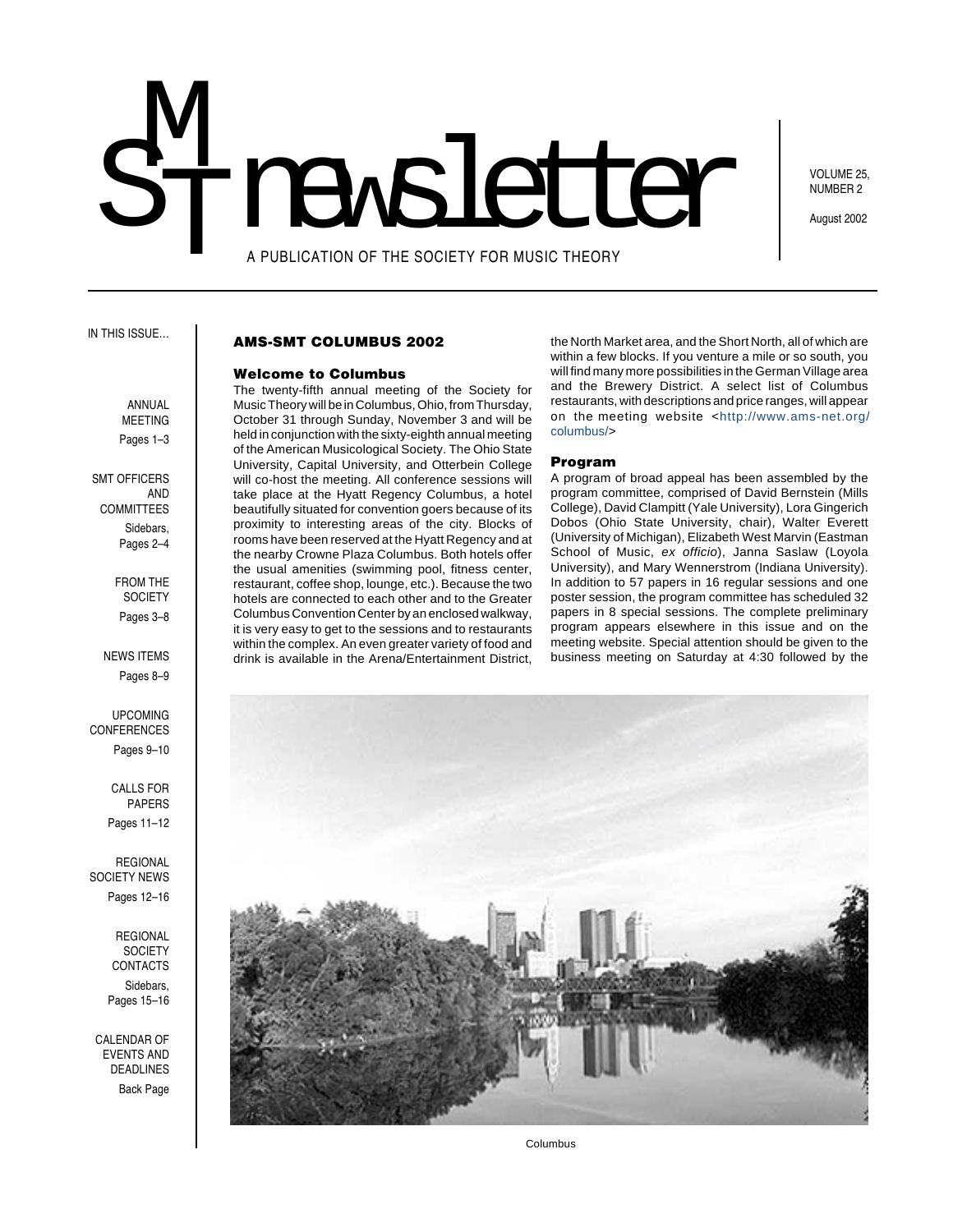# SMT newsletter

A PUBLICATION OF THE SOCIETY FOR MUSIC THEORY

VOLUME 25, NUMBER 2

August 2002

IN THIS ISSUE…

ANNUAL MEETING
Pages 1–3

SMT OFFICERS AND COMMITTEES
Sidebars, Pages 2–4

FROM THE SOCIETY
Pages 3–8

NEWS ITEMS
Pages 8–9

UPCOMING CONFERENCES
Pages 9–10

CALLS FOR PAPERS
Pages 11–12

REGIONAL SOCIETY NEWS
Pages 12–16

REGIONAL SOCIETY CONTACTS
Sidebars, Pages 15–16

CALENDAR OF EVENTS AND DEADLINES
Back Page

## AMS-SMT COLUMBUS 2002

### Welcome to Columbus

The twenty-fifth annual meeting of the Society for Music Theory will be in Columbus, Ohio, from Thursday, October 31 through Sunday, November 3 and will be held in conjunction with the sixty-eighth annual meeting of the American Musicological Society. The Ohio State University, Capital University, and Otterbein College will co-host the meeting. All conference sessions will take place at the Hyatt Regency Columbus, a hotel beautifully situated for convention goers because of its proximity to interesting areas of the city. Blocks of rooms have been reserved at the Hyatt Regency and at the nearby Crowne Plaza Columbus. Both hotels offer the usual amenities (swimming pool, fitness center, restaurant, coffee shop, lounge, etc.). Because the two hotels are connected to each other and to the Greater Columbus Convention Center by an enclosed walkway, it is very easy to get to the sessions and to restaurants within the complex. An even greater variety of food and drink is available in the Arena/Entertainment District, the North Market area, and the Short North, all of which are within a few blocks. If you venture a mile or so south, you will find many more possibilities in the German Village area and the Brewery District. A select list of Columbus restaurants, with descriptions and price ranges, will appear on the meeting website <http://www.ams-net.org/columbus/>

### Program

A program of broad appeal has been assembled by the program committee, comprised of David Bernstein (Mills College), David Clampitt (Yale University), Lora Gingerich Dobos (Ohio State University, chair), Walter Everett (University of Michigan), Elizabeth West Marvin (Eastman School of Music, *ex officio*), Janna Saslaw (Loyola University), and Mary Wennerstrom (Indiana University). In addition to 57 papers in 16 regular sessions and one poster session, the program committee has scheduled 32 papers in 8 special sessions. The complete preliminary program appears elsewhere in this issue and on the meeting website. Special attention should be given to the business meeting on Saturday at 4:30 followed by the

Columbus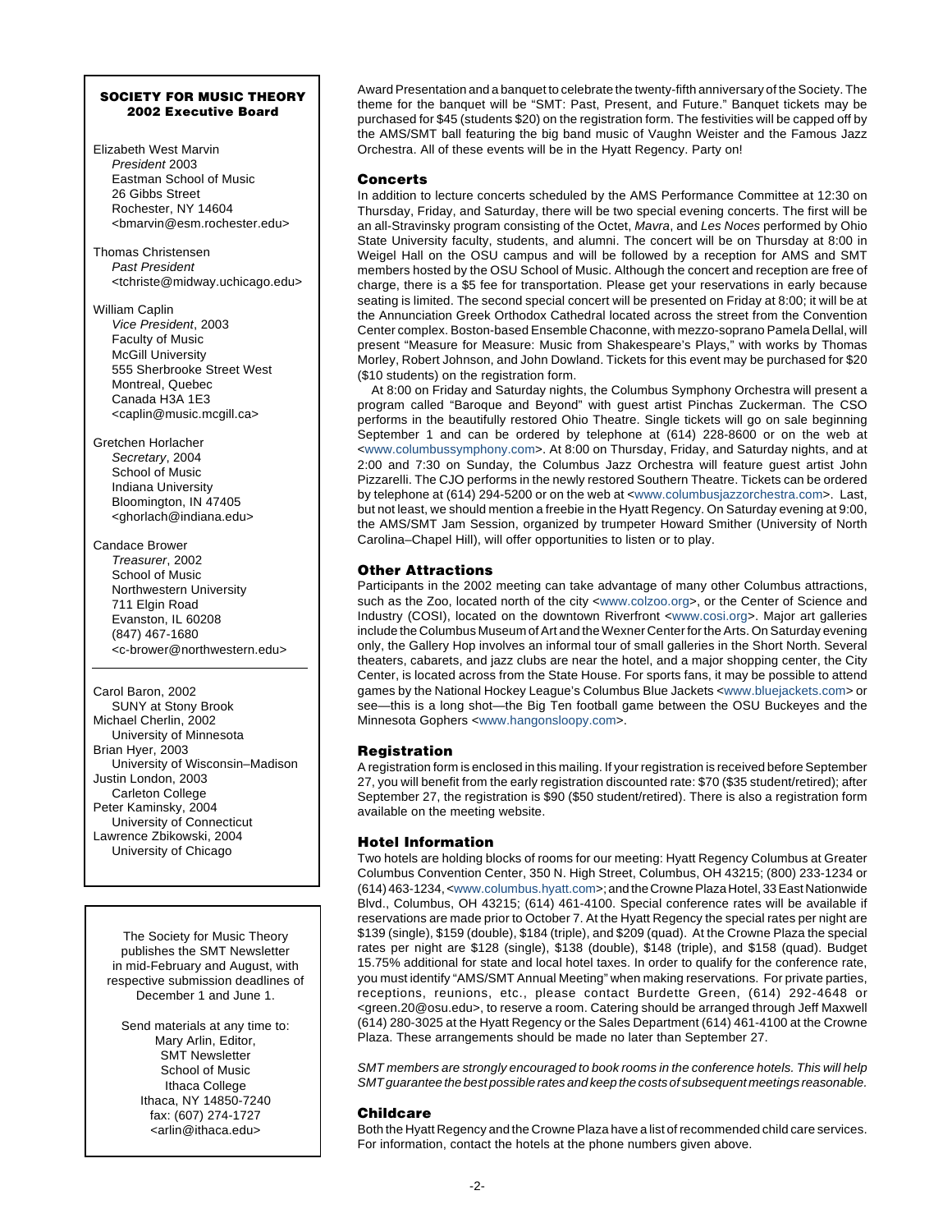### SOCIETY FOR MUSIC THEORY 2002 Executive Board

Elizabeth West Marvin
*President* 2003
Eastman School of Music
26 Gibbs Street
Rochester, NY 14604
<bmarvin@esm.rochester.edu>

Thomas Christensen
*Past President*
<tchriste@midway.uchicago.edu>

William Caplin
*Vice President*, 2003
Faculty of Music
McGill University
555 Sherbrooke Street West
Montreal, Quebec
Canada H3A 1E3
<caplin@music.mcgill.ca>

Gretchen Horlacher
*Secretary*, 2004
School of Music
Indiana University
Bloomington, IN 47405
<ghorlach@indiana.edu>

Candace Brower
*Treasurer*, 2002
School of Music
Northwestern University
711 Elgin Road
Evanston, IL 60208
(847) 467-1680
<c-brower@northwestern.edu>

---

Carol Baron, 2002
SUNY at Stony Brook
Michael Cherlin, 2002
University of Minnesota
Brian Hyer, 2003
University of Wisconsin–Madison
Justin London, 2003
Carleton College
Peter Kaminsky, 2004
University of Connecticut
Lawrence Zbikowski, 2004
University of Chicago

---

The Society for Music Theory publishes the SMT Newsletter in mid-February and August, with respective submission deadlines of December 1 and June 1.

Send materials at any time to:
Mary Arlin, Editor,
SMT Newsletter
School of Music
Ithaca College
Ithaca, NY 14850-7240
fax: (607) 274-1727
<arlin@ithaca.edu>

---

Award Presentation and a banquet to celebrate the twenty-fifth anniversary of the Society. The theme for the banquet will be "SMT: Past, Present, and Future." Banquet tickets may be purchased for $45 (students $20) on the registration form. The festivities will be capped off by the AMS/SMT ball featuring the big band music of Vaughn Weister and the Famous Jazz Orchestra. All of these events will be in the Hyatt Regency. Party on!

### Concerts

In addition to lecture concerts scheduled by the AMS Performance Committee at 12:30 on Thursday, Friday, and Saturday, there will be two special evening concerts. The first will be an all-Stravinsky program consisting of the Octet, *Mavra*, and *Les Noces* performed by Ohio State University faculty, students, and alumni. The concert will be on Thursday at 8:00 in Weigel Hall on the OSU campus and will be followed by a reception for AMS and SMT members hosted by the OSU School of Music. Although the concert and reception are free of charge, there is a $5 fee for transportation. Please get your reservations in early because seating is limited. The second special concert will be presented on Friday at 8:00; it will be at the Annunciation Greek Orthodox Cathedral located across the street from the Convention Center complex. Boston-based Ensemble Chaconne, with mezzo-soprano Pamela Dellal, will present "Measure for Measure: Music from Shakespeare's Plays," with works by Thomas Morley, Robert Johnson, and John Dowland. Tickets for this event may be purchased for $20 ($10 students) on the registration form.

At 8:00 on Friday and Saturday nights, the Columbus Symphony Orchestra will present a program called "Baroque and Beyond" with guest artist Pinchas Zuckerman. The CSO performs in the beautifully restored Ohio Theatre. Single tickets will go on sale beginning September 1 and can be ordered by telephone at (614) 228-8600 or on the web at <www.columbussymphony.com>. At 8:00 on Thursday, Friday, and Saturday nights, and at 2:00 and 7:30 on Sunday, the Columbus Jazz Orchestra will feature guest artist John Pizzarelli. The CJO performs in the newly restored Southern Theatre. Tickets can be ordered by telephone at (614) 294-5200 or on the web at <www.columbusjazzorchestra.com>. Last, but not least, we should mention a freebie in the Hyatt Regency. On Saturday evening at 9:00, the AMS/SMT Jam Session, organized by trumpeter Howard Smither (University of North Carolina–Chapel Hill), will offer opportunities to listen or to play.

### Other Attractions

Participants in the 2002 meeting can take advantage of many other Columbus attractions, such as the Zoo, located north of the city <www.colzoo.org>, or the Center of Science and Industry (COSI), located on the downtown Riverfront <www.cosi.org>. Major art galleries include the Columbus Museum of Art and the Wexner Center for the Arts. On Saturday evening only, the Gallery Hop involves an informal tour of small galleries in the Short North. Several theaters, cabarets, and jazz clubs are near the hotel, and a major shopping center, the City Center, is located across from the State House. For sports fans, it may be possible to attend games by the National Hockey League's Columbus Blue Jackets <www.bluejackets.com> or see—this is a long shot—the Big Ten football game between the OSU Buckeyes and the Minnesota Gophers <www.hangonsloopy.com>.

### Registration

A registration form is enclosed in this mailing. If your registration is received before September 27, you will benefit from the early registration discounted rate: $70 ($35 student/retired); after September 27, the registration is $90 ($50 student/retired). There is also a registration form available on the meeting website.

### Hotel Information

Two hotels are holding blocks of rooms for our meeting: Hyatt Regency Columbus at Greater Columbus Convention Center, 350 N. High Street, Columbus, OH 43215; (800) 233-1234 or (614) 463-1234, <www.columbus.hyatt.com>; and the Crowne Plaza Hotel, 33 East Nationwide Blvd., Columbus, OH 43215; (614) 461-4100. Special conference rates will be available if reservations are made prior to October 7. At the Hyatt Regency the special rates per night are $139 (single), $159 (double), $184 (triple), and $209 (quad). At the Crowne Plaza the special rates per night are $128 (single), $138 (double), $148 (triple), and $158 (quad). Budget 15.75% additional for state and local hotel taxes. In order to qualify for the conference rate, you must identify "AMS/SMT Annual Meeting" when making reservations. For private parties, receptions, reunions, etc., please contact Burdette Green, (614) 292-4648 or <green.20@osu.edu>, to reserve a room. Catering should be arranged through Jeff Maxwell (614) 280-3025 at the Hyatt Regency or the Sales Department (614) 461-4100 at the Crowne Plaza. These arrangements should be made no later than September 27.

*SMT members are strongly encouraged to book rooms in the conference hotels. This will help SMT guarantee the best possible rates and keep the costs of subsequent meetings reasonable.*

### Childcare

Both the Hyatt Regency and the Crowne Plaza have a list of recommended child care services. For information, contact the hotels at the phone numbers given above.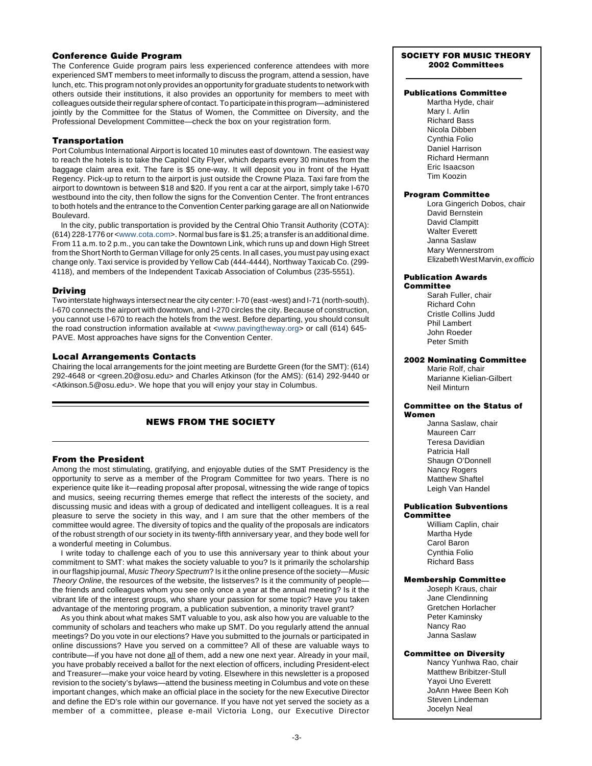### Conference Guide Program

The Conference Guide program pairs less experienced conference attendees with more experienced SMT members to meet informally to discuss the program, attend a session, have lunch, etc. This program not only provides an opportunity for graduate students to network with others outside their institutions, it also provides an opportunity for members to meet with colleagues outside their regular sphere of contact. To participate in this program—administered jointly by the Committee for the Status of Women, the Committee on Diversity, and the Professional Development Committee—check the box on your registration form.

### Transportation

Port Columbus International Airport is located 10 minutes east of downtown. The easiest way to reach the hotels is to take the Capitol City Flyer, which departs every 30 minutes from the baggage claim area exit. The fare is $5 one-way. It will deposit you in front of the Hyatt Regency. Pick-up to return to the airport is just outside the Crowne Plaza. Taxi fare from the airport to downtown is between $18 and $20. If you rent a car at the airport, simply take I-670 westbound into the city, then follow the signs for the Convention Center. The front entrances to both hotels and the entrance to the Convention Center parking garage are all on Nationwide Boulevard.

In the city, public transportation is provided by the Central Ohio Transit Authority (COTA): (614) 228-1776 or <www.cota.com>. Normal bus fare is $1.25; a transfer is an additional dime. From 11 a.m. to 2 p.m., you can take the Downtown Link, which runs up and down High Street from the Short North to German Village for only 25 cents. In all cases, you must pay using exact change only. Taxi service is provided by Yellow Cab (444-4444), Northway Taxicab Co. (299-4118), and members of the Independent Taxicab Association of Columbus (235-5551).

### Driving

Two interstate highways intersect near the city center: I-70 (east -west) and I-71 (north-south). I-670 connects the airport with downtown, and I-270 circles the city. Because of construction, you cannot use I-670 to reach the hotels from the west. Before departing, you should consult the road construction information available at <www.pavingtheway.org> or call (614) 645-PAVE. Most approaches have signs for the Convention Center.

### Local Arrangements Contacts

Chairing the local arrangements for the joint meeting are Burdette Green (for the SMT): (614) 292-4648 or <green.20@osu.edu> and Charles Atkinson (for the AMS): (614) 292-9440 or <Atkinson.5@osu.edu>. We hope that you will enjoy your stay in Columbus.

## NEWS FROM THE SOCIETY

### From the President

Among the most stimulating, gratifying, and enjoyable duties of the SMT Presidency is the opportunity to serve as a member of the Program Committee for two years. There is no experience quite like it—reading proposal after proposal, witnessing the wide range of topics and musics, seeing recurring themes emerge that reflect the interests of the society, and discussing music and ideas with a group of dedicated and intelligent colleagues. It is a real pleasure to serve the society in this way, and I am sure that the other members of the committee would agree. The diversity of topics and the quality of the proposals are indicators of the robust strength of our society in its twenty-fifth anniversary year, and they bode well for a wonderful meeting in Columbus.

I write today to challenge each of you to use this anniversary year to think about your commitment to SMT: what makes the society valuable to you? Is it primarily the scholarship in our flagship journal, *Music Theory Spectrum*? Is it the online presence of the society—*Music Theory Online*, the resources of the website, the listserves? Is it the community of people—the friends and colleagues whom you see only once a year at the annual meeting? Is it the vibrant life of the interest groups, who share your passion for some topic? Have you taken advantage of the mentoring program, a publication subvention, a minority travel grant?

As you think about what makes SMT valuable to you, ask also how you are valuable to the community of scholars and teachers who make up SMT. Do you regularly attend the annual meetings? Do you vote in our elections? Have you submitted to the journals or participated in online discussions? Have you served on a committee? All of these are valuable ways to contribute—if you have not done <u>all</u> of them, add a new one next year. Already in your mail, you have probably received a ballot for the next election of officers, including President-elect and Treasurer—make your voice heard by voting. Elsewhere in this newsletter is a proposed revision to the society's bylaws—attend the business meeting in Columbus and vote on these important changes, which make an official place in the society for the new Executive Director and define the ED's role within our governance. If you have not yet served the society as a member of a committee, please e-mail Victoria Long, our Executive Director

---

**SOCIETY FOR MUSIC THEORY**
**2002 Committees**

**Publications Committee**
Martha Hyde, chair
Mary I. Arlin
Richard Bass
Nicola Dibben
Cynthia Folio
Daniel Harrison
Richard Hermann
Eric Isaacson
Tim Koozin

**Program Committee**
Lora Gingerich Dobos, chair
David Bernstein
David Clampitt
Walter Everett
Janna Saslaw
Mary Wennerstrom
Elizabeth West Marvin, *ex officio*

**Publication Awards Committee**
Sarah Fuller, chair
Richard Cohn
Cristle Collins Judd
Phil Lambert
John Roeder
Peter Smith

**2002 Nominating Committee**
Marie Rolf, chair
Marianne Kielian-Gilbert
Neil Minturn

**Committee on the Status of Women**
Janna Saslaw, chair
Maureen Carr
Teresa Davidian
Patricia Hall
Shaugn O'Donnell
Nancy Rogers
Matthew Shaftel
Leigh Van Handel

**Publication Subventions Committee**
William Caplin, chair
Martha Hyde
Carol Baron
Cynthia Folio
Richard Bass

**Membership Committee**
Joseph Kraus, chair
Jane Clendinning
Gretchen Horlacher
Peter Kaminsky
Nancy Rao
Janna Saslaw

**Committee on Diversity**
Nancy Yunhwa Rao, chair
Matthew Bribitzer-Stull
Yayoi Uno Everett
JoAnn Hwee Been Koh
Steven Lindeman
Jocelyn Neal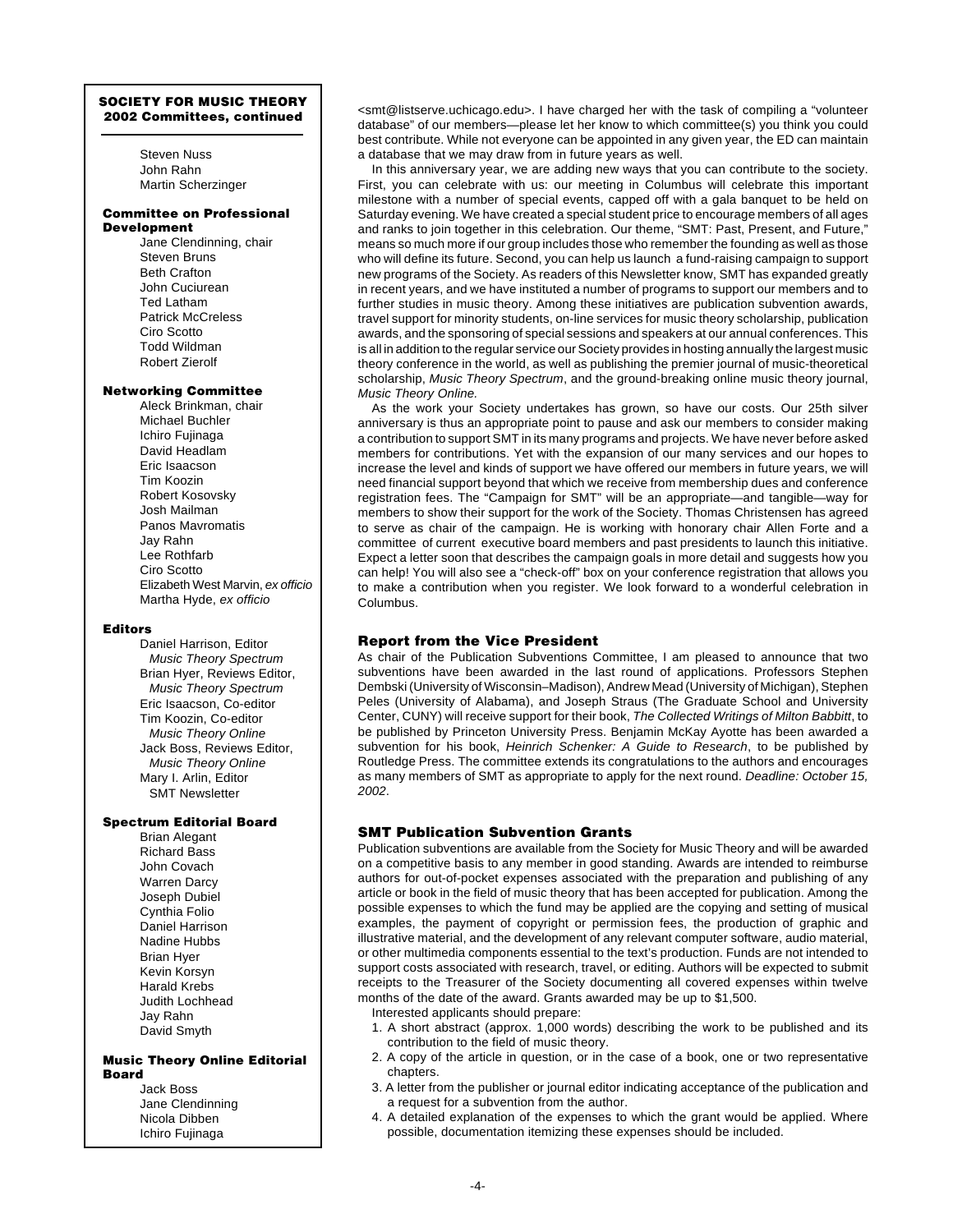**SOCIETY FOR MUSIC THEORY**
**2002 Committees, continued**

Steven Nuss
John Rahn
Martin Scherzinger

**Committee on Professional Development**

Jane Clendinning, chair
Steven Bruns
Beth Crafton
John Cuciurean
Ted Latham
Patrick McCreless
Ciro Scotto
Todd Wildman
Robert Zierolf

**Networking Committee**

Aleck Brinkman, chair
Michael Buchler
Ichiro Fujinaga
David Headlam
Eric Isaacson
Tim Koozin
Robert Kosovsky
Josh Mailman
Panos Mavromatis
Jay Rahn
Lee Rothfarb
Ciro Scotto
Elizabeth West Marvin, *ex officio*
Martha Hyde, *ex officio*

**Editors**

Daniel Harrison, Editor
*Music Theory Spectrum*
Brian Hyer, Reviews Editor,
*Music Theory Spectrum*
Eric Isaacson, Co-editor
Tim Koozin, Co-editor
*Music Theory Online*
Jack Boss, Reviews Editor,
*Music Theory Online*
Mary I. Arlin, Editor
SMT Newsletter

**Spectrum Editorial Board**

Brian Alegant
Richard Bass
John Covach
Warren Darcy
Joseph Dubiel
Cynthia Folio
Daniel Harrison
Nadine Hubbs
Brian Hyer
Kevin Korsyn
Harald Krebs
Judith Lochhead
Jay Rahn
David Smyth

**Music Theory Online Editorial Board**

Jack Boss
Jane Clendinning
Nicola Dibben
Ichiro Fujinaga

<smt@listserve.uchicago.edu>. I have charged her with the task of compiling a "volunteer database" of our members—please let her know to which committee(s) you think you could best contribute. While not everyone can be appointed in any given year, the ED can maintain a database that we may draw from in future years as well.

In this anniversary year, we are adding new ways that you can contribute to the society. First, you can celebrate with us: our meeting in Columbus will celebrate this important milestone with a number of special events, capped off with a gala banquet to be held on Saturday evening. We have created a special student price to encourage members of all ages and ranks to join together in this celebration. Our theme, "SMT: Past, Present, and Future," means so much more if our group includes those who remember the founding as well as those who will define its future. Second, you can help us launch a fund-raising campaign to support new programs of the Society. As readers of this Newsletter know, SMT has expanded greatly in recent years, and we have instituted a number of programs to support our members and to further studies in music theory. Among these initiatives are publication subvention awards, travel support for minority students, on-line services for music theory scholarship, publication awards, and the sponsoring of special sessions and speakers at our annual conferences. This is all in addition to the regular service our Society provides in hosting annually the largest music theory conference in the world, as well as publishing the premier journal of music-theoretical scholarship, *Music Theory Spectrum*, and the ground-breaking online music theory journal, *Music Theory Online.*

As the work your Society undertakes has grown, so have our costs. Our 25th silver anniversary is thus an appropriate point to pause and ask our members to consider making a contribution to support SMT in its many programs and projects. We have never before asked members for contributions. Yet with the expansion of our many services and our hopes to increase the level and kinds of support we have offered our members in future years, we will need financial support beyond that which we receive from membership dues and conference registration fees. The "Campaign for SMT" will be an appropriate—and tangible—way for members to show their support for the work of the Society. Thomas Christensen has agreed to serve as chair of the campaign. He is working with honorary chair Allen Forte and a committee of current executive board members and past presidents to launch this initiative. Expect a letter soon that describes the campaign goals in more detail and suggests how you can help! You will also see a "check-off" box on your conference registration that allows you to make a contribution when you register. We look forward to a wonderful celebration in Columbus.

### Report from the Vice President

As chair of the Publication Subventions Committee, I am pleased to announce that two subventions have been awarded in the last round of applications. Professors Stephen Dembski (University of Wisconsin–Madison), Andrew Mead (University of Michigan), Stephen Peles (University of Alabama), and Joseph Straus (The Graduate School and University Center, CUNY) will receive support for their book, *The Collected Writings of Milton Babbitt*, to be published by Princeton University Press. Benjamin McKay Ayotte has been awarded a subvention for his book, *Heinrich Schenker: A Guide to Research*, to be published by Routledge Press. The committee extends its congratulations to the authors and encourages as many members of SMT as appropriate to apply for the next round. *Deadline: October 15, 2002*.

### SMT Publication Subvention Grants

Publication subventions are available from the Society for Music Theory and will be awarded on a competitive basis to any member in good standing. Awards are intended to reimburse authors for out-of-pocket expenses associated with the preparation and publishing of any article or book in the field of music theory that has been accepted for publication. Among the possible expenses to which the fund may be applied are the copying and setting of musical examples, the payment of copyright or permission fees, the production of graphic and illustrative material, and the development of any relevant computer software, audio material, or other multimedia components essential to the text's production. Funds are not intended to support costs associated with research, travel, or editing. Authors will be expected to submit receipts to the Treasurer of the Society documenting all covered expenses within twelve months of the date of the award. Grants awarded may be up to $1,500.

Interested applicants should prepare:

1. A short abstract (approx. 1,000 words) describing the work to be published and its contribution to the field of music theory.
2. A copy of the article in question, or in the case of a book, one or two representative chapters.
3. A letter from the publisher or journal editor indicating acceptance of the publication and a request for a subvention from the author.
4. A detailed explanation of the expenses to which the grant would be applied. Where possible, documentation itemizing these expenses should be included.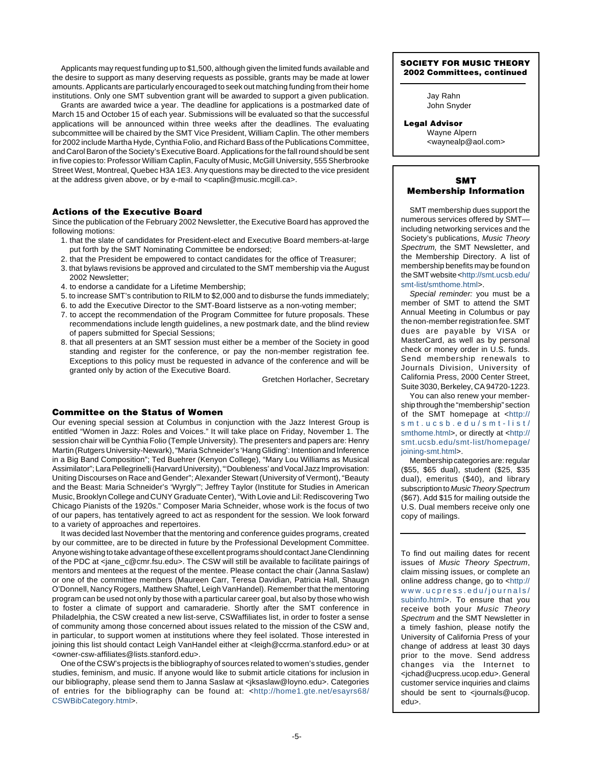Applicants may request funding up to $1,500, although given the limited funds available and the desire to support as many deserving requests as possible, grants may be made at lower amounts. Applicants are particularly encouraged to seek out matching funding from their home institutions. Only one SMT subvention grant will be awarded to support a given publication.

Grants are awarded twice a year. The deadline for applications is a postmarked date of March 15 and October 15 of each year. Submissions will be evaluated so that the successful applications will be announced within three weeks after the deadlines. The evaluating subcommittee will be chaired by the SMT Vice President, William Caplin. The other members for 2002 include Martha Hyde, Cynthia Folio, and Richard Bass of the Publications Committee, and Carol Baron of the Society's Executive Board. Applications for the fall round should be sent in five copies to: Professor William Caplin, Faculty of Music, McGill University, 555 Sherbrooke Street West, Montreal, Quebec H3A 1E3. Any questions may be directed to the vice president at the address given above, or by e-mail to <caplin@music.mcgill.ca>.

### Actions of the Executive Board

Since the publication of the February 2002 Newsletter, the Executive Board has approved the following motions:

1. that the slate of candidates for President-elect and Executive Board members-at-large put forth by the SMT Nominating Committee be endorsed;
2. that the President be empowered to contact candidates for the office of Treasurer;
3. that bylaws revisions be approved and circulated to the SMT membership via the August 2002 Newsletter;
4. to endorse a candidate for a Lifetime Membership;
5. to increase SMT's contribution to RILM to $2,000 and to disburse the funds immediately;
6. to add the Executive Director to the SMT-Board listserve as a non-voting member;
7. to accept the recommendation of the Program Committee for future proposals. These recommendations include length guidelines, a new postmark date, and the blind review of papers submitted for Special Sessions;
8. that all presenters at an SMT session must either be a member of the Society in good standing and register for the conference, or pay the non-member registration fee. Exceptions to this policy must be requested in advance of the conference and will be granted only by action of the Executive Board.

Gretchen Horlacher, Secretary

### Committee on the Status of Women

Our evening special session at Columbus in conjunction with the Jazz Interest Group is entitled "Women in Jazz: Roles and Voices." It will take place on Friday, November 1. The session chair will be Cynthia Folio (Temple University). The presenters and papers are: Henry Martin (Rutgers University-Newark), "Maria Schneider's 'Hang Gliding': Intention and Inference in a Big Band Composition"; Ted Buehrer (Kenyon College), "Mary Lou Williams as Musical Assimilator"; Lara Pellegrinelli (Harvard University), "'Doubleness' and Vocal Jazz Improvisation: Uniting Discourses on Race and Gender"; Alexander Stewart (University of Vermont), "Beauty and the Beast: Maria Schneider's 'Wyrgly'"; Jeffrey Taylor (Institute for Studies in American Music, Brooklyn College and CUNY Graduate Center), "With Lovie and Lil: Rediscovering Two Chicago Pianists of the 1920s." Composer Maria Schneider, whose work is the focus of two of our papers, has tentatively agreed to act as respondent for the session. We look forward to a variety of approaches and repertoires.

It was decided last November that the mentoring and conference guides programs, created by our committee, are to be directed in future by the Professional Development Committee. Anyone wishing to take advantage of these excellent programs should contact Jane Clendinning of the PDC at <jane_c@cmr.fsu.edu>. The CSW will still be available to facilitate pairings of mentors and mentees at the request of the mentee. Please contact the chair (Janna Saslaw) or one of the committee members (Maureen Carr, Teresa Davidian, Patricia Hall, Shaugn O'Donnell, Nancy Rogers, Matthew Shaftel, Leigh VanHandel). Remember that the mentoring program can be used not only by those with a particular career goal, but also by those who wish to foster a climate of support and camaraderie. Shortly after the SMT conference in Philadelphia, the CSW created a new list-serve, CSWaffiliates list, in order to foster a sense of community among those concerned about issues related to the mission of the CSW and, in particular, to support women at institutions where they feel isolated. Those interested in joining this list should contact Leigh VanHandel either at <leigh@ccrma.stanford.edu> or at <owner-csw-affiliates@lists.stanford.edu>.

One of the CSW's projects is the bibliography of sources related to women's studies, gender studies, feminism, and music. If anyone would like to submit article citations for inclusion in our bibliography, please send them to Janna Saslaw at <jksaslaw@loyno.edu>. Categories of entries for the bibliography can be found at: <http://home1.gte.net/esayrs68/CSWBibCategory.html>.

---

**SOCIETY FOR MUSIC THEORY 2002 Committees, continued**

Jay Rahn
John Snyder

**Legal Advisor**
Wayne Alpern
<waynealp@aol.com>

---

### SMT Membership Information

SMT membership dues support the numerous services offered by SMT—including networking services and the Society's publications, *Music Theory Spectrum,* the SMT Newsletter, and the Membership Directory. A list of membership benefits may be found on the SMT website <http://smt.ucsb.edu/smt-list/smthome.html>.

*Special reminder:* you must be a member of SMT to attend the SMT Annual Meeting in Columbus or pay the non-member registration fee. SMT dues are payable by VISA or MasterCard, as well as by personal check or money order in U.S. funds. Send membership renewals to Journals Division, University of California Press, 2000 Center Street, Suite 3030, Berkeley, CA 94720-1223.

You can also renew your membership through the "membership" section of the SMT homepage at <http://smt.ucsb.edu/smt-list/smthome.html>, or directly at <http://smt.ucsb.edu/smt-list/homepage/joining-smt.html>.

Membership categories are: regular ($55, $65 dual), student ($25, $35 dual), emeritus ($40), and library subscription to *Music Theory Spectrum* ($67). Add $15 for mailing outside the U.S. Dual members receive only one copy of mailings.

To find out mailing dates for recent issues of *Music Theory Spectrum*, claim missing issues, or complete an online address change, go to <http://www.ucpress.edu/journals/subinfo.html>. To ensure that you receive both your *Music Theory Spectrum* and the SMT Newsletter in a timely fashion, please notify the University of California Press of your change of address at least 30 days prior to the move. Send address changes via the Internet to <jchad@ucpress.ucop.edu>. General customer service inquiries and claims should be sent to <journals@ucop.edu>.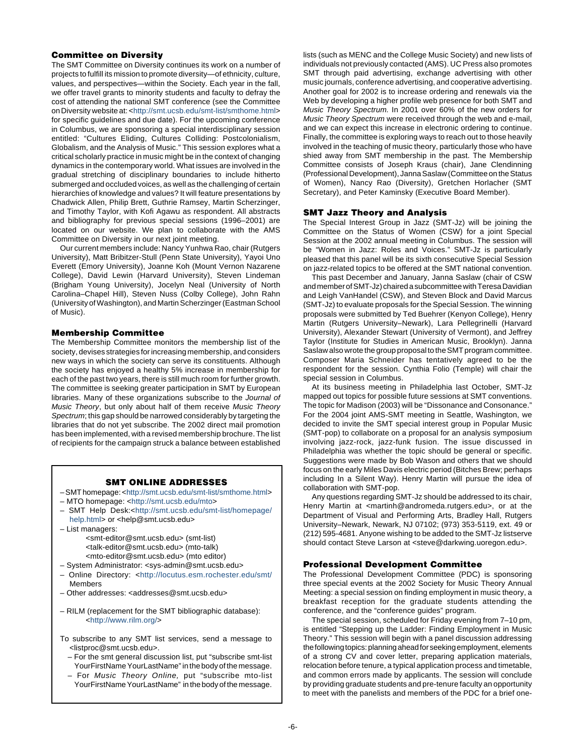### Committee on Diversity

The SMT Committee on Diversity continues its work on a number of projects to fulfill its mission to promote diversity—of ethnicity, culture, values, and perspectives—within the Society. Each year in the fall, we offer travel grants to minority students and faculty to defray the cost of attending the national SMT conference (see the Committee on Diversity website at: <http://smt.ucsb.edu/smt-list/smthome.html> for specific guidelines and due date). For the upcoming conference in Columbus, we are sponsoring a special interdisciplinary session entitled: "Cultures Eliding, Cultures Colliding: Postcolonialism, Globalism, and the Analysis of Music." This session explores what a critical scholarly practice in music might be in the context of changing dynamics in the contemporary world. What issues are involved in the gradual stretching of disciplinary boundaries to include hitherto submerged and occluded voices, as well as the challenging of certain hierarchies of knowledge and values? It will feature presentations by Chadwick Allen, Philip Brett, Guthrie Ramsey, Martin Scherzinger, and Timothy Taylor, with Kofi Agawu as respondent. All abstracts and bibliography for previous special sessions (1996–2001) are located on our website. We plan to collaborate with the AMS Committee on Diversity in our next joint meeting.

Our current members include: Nancy Yunhwa Rao, chair (Rutgers University), Matt Bribitzer-Stull (Penn State University), Yayoi Uno Everett (Emory University), Joanne Koh (Mount Vernon Nazarene College), David Lewin (Harvard University), Steven Lindeman (Brigham Young University), Jocelyn Neal (University of North Carolina–Chapel Hill), Steven Nuss (Colby College), John Rahn (University of Washington), and Martin Scherzinger (Eastman School of Music).

### Membership Committee

The Membership Committee monitors the membership list of the society, devises strategies for increasing membership, and considers new ways in which the society can serve its constituents. Although the society has enjoyed a healthy 5% increase in membership for each of the past two years, there is still much room for further growth. The committee is seeking greater participation in SMT by European libraries. Many of these organizations subscribe to the *Journal of Music Theory*, but only about half of them receive *Music Theory Spectrum*; this gap should be narrowed considerably by targeting the libraries that do not yet subscribe. The 2002 direct mail promotion has been implemented, with a revised membership brochure. The list of recipients for the campaign struck a balance between established lists (such as MENC and the College Music Society) and new lists of individuals not previously contacted (AMS). UC Press also promotes SMT through paid advertising, exchange advertising with other music journals, conference advertising, and cooperative advertising. Another goal for 2002 is to increase ordering and renewals via the Web by developing a higher profile web presence for both SMT and *Music Theory Spectrum.* In 2001 over 60% of the new orders for *Music Theory Spectrum* were received through the web and e-mail, and we can expect this increase in electronic ordering to continue. Finally, the committee is exploring ways to reach out to those heavily involved in the teaching of music theory, particularly those who have shied away from SMT membership in the past. The Membership Committee consists of Joseph Kraus (chair), Jane Clendinning (Professional Development), Janna Saslaw (Committee on the Status of Women), Nancy Rao (Diversity), Gretchen Horlacher (SMT Secretary), and Peter Kaminsky (Executive Board Member).

**SMT ONLINE ADDRESSES**

- SMT homepage: <http://smt.ucsb.edu/smt-list/smthome.html>
- MTO homepage: <http://smt.ucsb.edu/mto>
- SMT Help Desk:<http://smt.ucsb.edu/smt-list/homepage/help.html> or <help@smt.ucsb.edu>
- List managers:
  - <smt-editor@smt.ucsb.edu> (smt-list)
  - <talk-editor@smt.ucsb.edu> (mto-talk)
  - <mto-editor@smt.ucsb.edu> (mto editor)
- System Administrator: <sys-admin@smt.ucsb.edu>
- Online Directory: <http://locutus.esm.rochester.edu/smt/Members
- Other addresses: <addresses@smt.ucsb.edu>
- RILM (replacement for the SMT bibliographic database): <http://www.rilm.org/>

To subscribe to any SMT list services, send a message to <listproc@smt.ucsb.edu>.

- For the smt general discussion list, put "subscribe smt-list YourFirstName YourLastName" in the body of the message.
- For *Music Theory Online,* put "subscribe mto-list YourFirstName YourLastName" in the body of the message.

### SMT Jazz Theory and Analysis

The Special Interest Group in Jazz (SMT-Jz) will be joining the Committee on the Status of Women (CSW) for a joint Special Session at the 2002 annual meeting in Columbus. The session will be "Women in Jazz: Roles and Voices." SMT-Jz is particularly pleased that this panel will be its sixth consecutive Special Session on jazz-related topics to be offered at the SMT national convention.

This past December and January, Janna Saslaw (chair of CSW and member of SMT-Jz) chaired a subcommittee with Teresa Davidian and Leigh VanHandel (CSW), and Steven Block and David Marcus (SMT-Jz) to evaluate proposals for the Special Session. The winning proposals were submitted by Ted Buehrer (Kenyon College), Henry Martin (Rutgers University–Newark), Lara Pellegrinelli (Harvard University), Alexander Stewart (University of Vermont), and Jeffrey Taylor (Institute for Studies in American Music, Brooklyn). Janna Saslaw also wrote the group proposal to the SMT program committee. Composer Maria Schneider has tentatively agreed to be the respondent for the session. Cynthia Folio (Temple) will chair the special session in Columbus.

At its business meeting in Philadelphia last October, SMT-Jz mapped out topics for possible future sessions at SMT conventions. The topic for Madison (2003) will be "Dissonance and Consonance." For the 2004 joint AMS-SMT meeting in Seattle, Washington, we decided to invite the SMT special interest group in Popular Music (SMT-pop) to collaborate on a proposal for an analysis symposium involving jazz-rock, jazz-funk fusion. The issue discussed in Philadelphia was whether the topic should be general or specific. Suggestions were made by Bob Wason and others that we should focus on the early Miles Davis electric period (Bitches Brew; perhaps including In a Silent Way). Henry Martin will pursue the idea of collaboration with SMT-pop.

Any questions regarding SMT-Jz should be addressed to its chair, Henry Martin at <martinh@andromeda.rutgers.edu>, or at the Department of Visual and Performing Arts, Bradley Hall, Rutgers University–Newark, Newark, NJ 07102; (973) 353-5119, ext. 49 or (212) 595-4681. Anyone wishing to be added to the SMT-Jz listserve should contact Steve Larson at <steve@darkwing.uoregon.edu>.

### Professional Development Committee

The Professional Development Committee (PDC) is sponsoring three special events at the 2002 Society for Music Theory Annual Meeting: a special session on finding employment in music theory, a breakfast reception for the graduate students attending the conference, and the "conference guides" program.

The special session, scheduled for Friday evening from 7–10 pm, is entitled "Stepping up the Ladder: Finding Employment in Music Theory." This session will begin with a panel discussion addressing the following topics: planning ahead for seeking employment, elements of a strong CV and cover letter, preparing application materials, relocation before tenure, a typical application process and timetable, and common errors made by applicants. The session will conclude by providing graduate students and pre-tenure faculty an opportunity to meet with the panelists and members of the PDC for a brief one-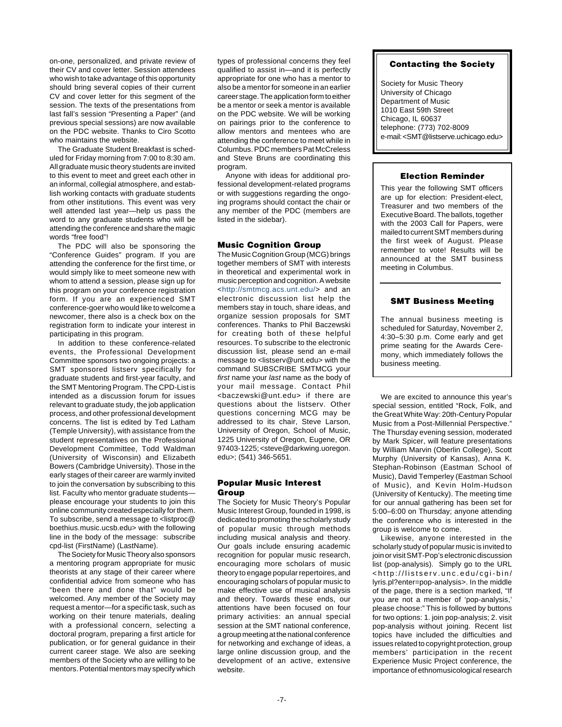on-one, personalized, and private review of their CV and cover letter. Session attendees who wish to take advantage of this opportunity should bring several copies of their current CV and cover letter for this segment of the session. The texts of the presentations from last fall's session "Presenting a Paper" (and previous special sessions) are now available on the PDC website. Thanks to Ciro Scotto who maintains the website.

The Graduate Student Breakfast is scheduled for Friday morning from 7:00 to 8:30 am. All graduate music theory students are invited to this event to meet and greet each other in an informal, collegial atmosphere, and establish working contacts with graduate students from other institutions. This event was very well attended last year—help us pass the word to any graduate students who will be attending the conference and share the magic words "free food"!

The PDC will also be sponsoring the "Conference Guides" program. If you are attending the conference for the first time, or would simply like to meet someone new with whom to attend a session, please sign up for this program on your conference registration form. If you are an experienced SMT conference-goer who would like to welcome a newcomer, there also is a check box on the registration form to indicate your interest in participating in this program.

In addition to these conference-related events, the Professional Development Committee sponsors two ongoing projects: a SMT sponsored listserv specifically for graduate students and first-year faculty, and the SMT Mentoring Program. The CPD-List is intended as a discussion forum for issues relevant to graduate study, the job application process, and other professional development concerns. The list is edited by Ted Latham (Temple University), with assistance from the student representatives on the Professional Development Committee, Todd Waldman (University of Wisconsin) and Elizabeth Bowers (Cambridge University). Those in the early stages of their career are warmly invited to join the conversation by subscribing to this list. Faculty who mentor graduate students—please encourage your students to join this online community created especially for them. To subscribe, send a message to <listproc@boethius.music.ucsb.edu> with the following line in the body of the message: subscribe cpd-list (FirstName) (LastName).

The Society for Music Theory also sponsors a mentoring program appropriate for music theorists at any stage of their career where confidential advice from someone who has "been there and done that" would be welcomed. Any member of the Society may request a mentor—for a specific task, such as working on their tenure materials, dealing with a professional concern, selecting a doctoral program, preparing a first article for publication, or for general guidance in their current career stage. We also are seeking members of the Society who are willing to be mentors. Potential mentors may specify which types of professional concerns they feel qualified to assist in—and it is perfectly appropriate for one who has a mentor to also be a mentor for someone in an earlier career stage. The application form to either be a mentor or seek a mentor is available on the PDC website. We will be working on pairings prior to the conference to allow mentors and mentees who are attending the conference to meet while in Columbus. PDC members Pat McCreless and Steve Bruns are coordinating this program.

Anyone with ideas for additional professional development-related programs or with suggestions regarding the ongoing programs should contact the chair or any member of the PDC (members are listed in the sidebar).

### Music Cognition Group

The Music Cognition Group (MCG) brings together members of SMT with interests in theoretical and experimental work in music perception and cognition. A website <http://smtmcg.acs.unt.edu/> and an electronic discussion list help the members stay in touch, share ideas, and organize session proposals for SMT conferences. Thanks to Phil Baczewski for creating both of these helpful resources. To subscribe to the electronic discussion list, please send an e-mail message to <listserv@unt.edu> with the command SUBSCRIBE SMTMCG your *first* name your *last* name as the body of your mail message. Contact Phil <baczewski@unt.edu> if there are questions about the listserv. Other questions concerning MCG may be addressed to its chair, Steve Larson, University of Oregon, School of Music, 1225 University of Oregon, Eugene, OR 97403-1225; <steve@darkwing.uoregon.edu>; (541) 346-5651.

### Popular Music Interest Group

The Society for Music Theory's Popular Music Interest Group, founded in 1998, is dedicated to promoting the scholarly study of popular music through methods including musical analysis and theory. Our goals include ensuring academic recognition for popular music research, encouraging more scholars of music theory to engage popular repertoires, and encouraging scholars of popular music to make effective use of musical analysis and theory. Towards these ends, our attentions have been focused on four primary activities: an annual special session at the SMT national conference, a group meeting at the national conference for networking and exchange of ideas, a large online discussion group, and the development of an active, extensive website.

We are excited to announce this year's special session, entitled "Rock, Folk, and the Great White Way: 20th-Century Popular Music from a Post-Millennial Perspective." The Thursday evening session, moderated by Mark Spicer, will feature presentations by William Marvin (Oberlin College), Scott Murphy (University of Kansas), Anna K. Stephan-Robinson (Eastman School of Music), David Temperley (Eastman School of Music), and Kevin Holm-Hudson (University of Kentucky). The meeting time for our annual gathering has been set for 5:00–6:00 on Thursday; anyone attending the conference who is interested in the group is welcome to come.

Likewise, anyone interested in the scholarly study of popular music is invited to join or visit SMT-Pop's electronic discussion list (pop-analysis). Simply go to the URL <http://listserv.unc.edu/cgi-bin/lyris.pl?enter=pop-analysis>. In the middle of the page, there is a section marked, "If you are not a member of 'pop-analysis,' please choose:" This is followed by buttons for two options: 1. join pop-analysis; 2. visit pop-analysis without joining. Recent list topics have included the difficulties and issues related to copyright protection, group members' participation in the recent Experience Music Project conference, the importance of ethnomusicological research

---

### Contacting the Society

Society for Music Theory
University of Chicago
Department of Music
1010 East 59th Street
Chicago, IL 60637
telephone: (773) 702-8009
e-mail: <SMT@listserve.uchicago.edu>

### Election Reminder

This year the following SMT officers are up for election: President-elect, Treasurer and two members of the Executive Board. The ballots, together with the 2003 Call for Papers, were mailed to current SMT members during the first week of August. Please remember to vote! Results will be announced at the SMT business meeting in Columbus.

### SMT Business Meeting

The annual business meeting is scheduled for Saturday, November 2, 4:30–5:30 p.m. Come early and get prime seating for the Awards Ceremony, which immediately follows the business meeting.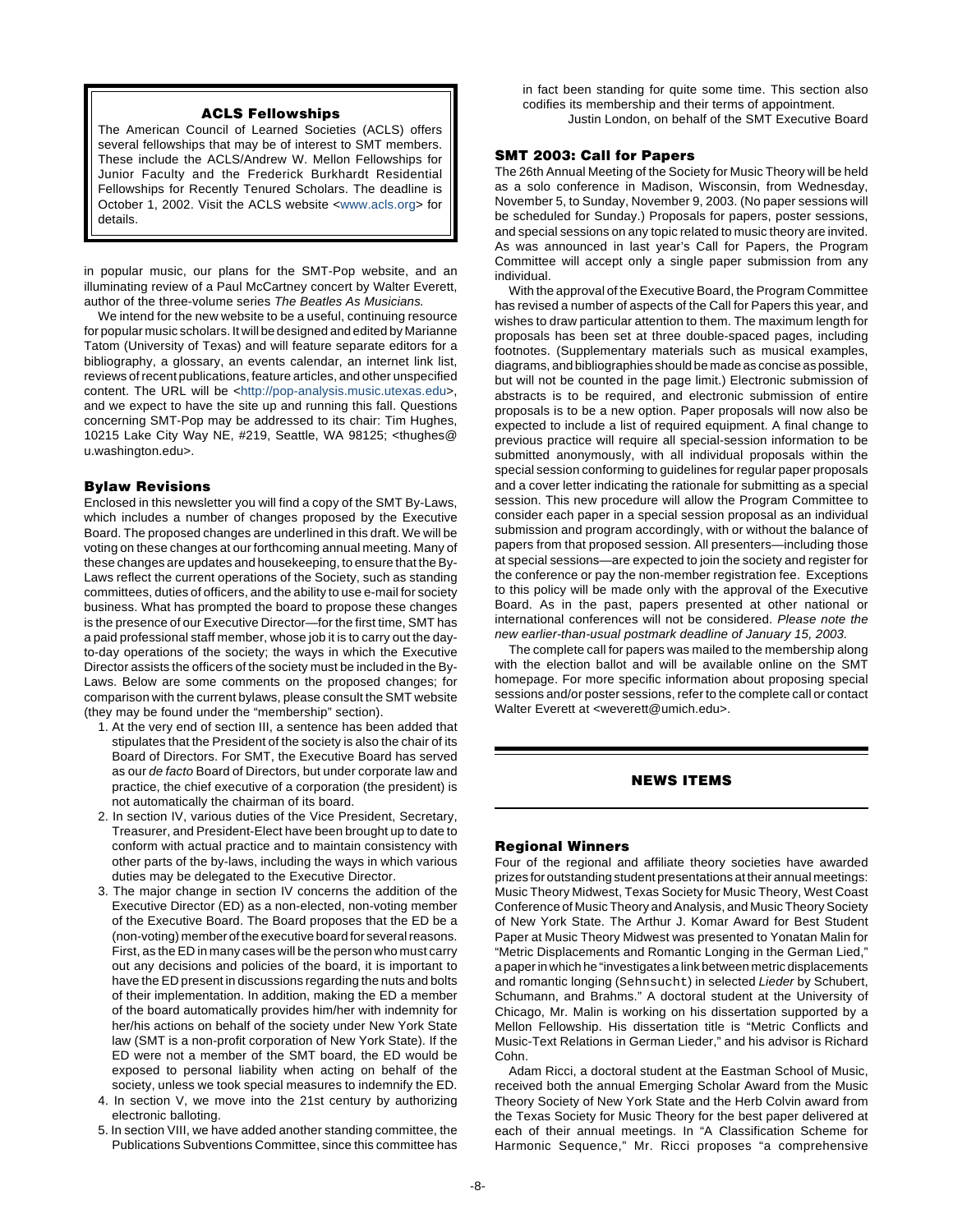## ACLS Fellowships

The American Council of Learned Societies (ACLS) offers several fellowships that may be of interest to SMT members. These include the ACLS/Andrew W. Mellon Fellowships for Junior Faculty and the Frederick Burkhardt Residential Fellowships for Recently Tenured Scholars. The deadline is October 1, 2002. Visit the ACLS website <www.acls.org> for details.

in popular music, our plans for the SMT-Pop website, and an illuminating review of a Paul McCartney concert by Walter Everett, author of the three-volume series *The Beatles As Musicians.*

We intend for the new website to be a useful, continuing resource for popular music scholars. It will be designed and edited by Marianne Tatom (University of Texas) and will feature separate editors for a bibliography, a glossary, an events calendar, an internet link list, reviews of recent publications, feature articles, and other unspecified content. The URL will be <http://pop-analysis.music.utexas.edu>, and we expect to have the site up and running this fall. Questions concerning SMT-Pop may be addressed to its chair: Tim Hughes, 10215 Lake City Way NE, #219, Seattle, WA 98125; <thughes@u.washington.edu>.

## Bylaw Revisions

Enclosed in this newsletter you will find a copy of the SMT By-Laws, which includes a number of changes proposed by the Executive Board. The proposed changes are underlined in this draft. We will be voting on these changes at our forthcoming annual meeting. Many of these changes are updates and housekeeping, to ensure that the By-Laws reflect the current operations of the Society, such as standing committees, duties of officers, and the ability to use e-mail for society business. What has prompted the board to propose these changes is the presence of our Executive Director—for the first time, SMT has a paid professional staff member, whose job it is to carry out the day-to-day operations of the society; the ways in which the Executive Director assists the officers of the society must be included in the By-Laws. Below are some comments on the proposed changes; for comparison with the current bylaws, please consult the SMT website (they may be found under the "membership" section).

1. At the very end of section III, a sentence has been added that stipulates that the President of the society is also the chair of its Board of Directors. For SMT, the Executive Board has served as our *de facto* Board of Directors, but under corporate law and practice, the chief executive of a corporation (the president) is not automatically the chairman of its board.
2. In section IV, various duties of the Vice President, Secretary, Treasurer, and President-Elect have been brought up to date to conform with actual practice and to maintain consistency with other parts of the by-laws, including the ways in which various duties may be delegated to the Executive Director.
3. The major change in section IV concerns the addition of the Executive Director (ED) as a non-elected, non-voting member of the Executive Board. The Board proposes that the ED be a (non-voting) member of the executive board for several reasons. First, as the ED in many cases will be the person who must carry out any decisions and policies of the board, it is important to have the ED present in discussions regarding the nuts and bolts of their implementation. In addition, making the ED a member of the board automatically provides him/her with indemnity for her/his actions on behalf of the society under New York State law (SMT is a non-profit corporation of New York State). If the ED were not a member of the SMT board, the ED would be exposed to personal liability when acting on behalf of the society, unless we took special measures to indemnify the ED.
4. In section V, we move into the 21st century by authorizing electronic balloting.
5. In section VIII, we have added another standing committee, the Publications Subventions Committee, since this committee has in fact been standing for quite some time. This section also codifies its membership and their terms of appointment.

Justin London, on behalf of the SMT Executive Board

## SMT 2003: Call for Papers

The 26th Annual Meeting of the Society for Music Theory will be held as a solo conference in Madison, Wisconsin, from Wednesday, November 5, to Sunday, November 9, 2003. (No paper sessions will be scheduled for Sunday.) Proposals for papers, poster sessions, and special sessions on any topic related to music theory are invited. As was announced in last year's Call for Papers, the Program Committee will accept only a single paper submission from any individual.

With the approval of the Executive Board, the Program Committee has revised a number of aspects of the Call for Papers this year, and wishes to draw particular attention to them. The maximum length for proposals has been set at three double-spaced pages, including footnotes. (Supplementary materials such as musical examples, diagrams, and bibliographies should be made as concise as possible, but will not be counted in the page limit.) Electronic submission of abstracts is to be required, and electronic submission of entire proposals is to be a new option. Paper proposals will now also be expected to include a list of required equipment. A final change to previous practice will require all special-session information to be submitted anonymously, with all individual proposals within the special session conforming to guidelines for regular paper proposals and a cover letter indicating the rationale for submitting as a special session. This new procedure will allow the Program Committee to consider each paper in a special session proposal as an individual submission and program accordingly, with or without the balance of papers from that proposed session. All presenters—including those at special sessions—are expected to join the society and register for the conference or pay the non-member registration fee. Exceptions to this policy will be made only with the approval of the Executive Board. As in the past, papers presented at other national or international conferences will not be considered. *Please note the new earlier-than-usual postmark deadline of January 15, 2003.*

The complete call for papers was mailed to the membership along with the election ballot and will be available online on the SMT homepage. For more specific information about proposing special sessions and/or poster sessions, refer to the complete call or contact Walter Everett at <weverett@umich.edu>.

# NEWS ITEMS

## Regional Winners

Four of the regional and affiliate theory societies have awarded prizes for outstanding student presentations at their annual meetings: Music Theory Midwest, Texas Society for Music Theory, West Coast Conference of Music Theory and Analysis, and Music Theory Society of New York State. The Arthur J. Komar Award for Best Student Paper at Music Theory Midwest was presented to Yonatan Malin for "Metric Displacements and Romantic Longing in the German Lied," a paper in which he "investigates a link between metric displacements and romantic longing (Sehnsucht) in selected *Lieder* by Schubert, Schumann, and Brahms." A doctoral student at the University of Chicago, Mr. Malin is working on his dissertation supported by a Mellon Fellowship. His dissertation title is "Metric Conflicts and Music-Text Relations in German Lieder," and his advisor is Richard Cohn.

Adam Ricci, a doctoral student at the Eastman School of Music, received both the annual Emerging Scholar Award from the Music Theory Society of New York State and the Herb Colvin award from the Texas Society for Music Theory for the best paper delivered at each of their annual meetings. In "A Classification Scheme for Harmonic Sequence," Mr. Ricci proposes "a comprehensive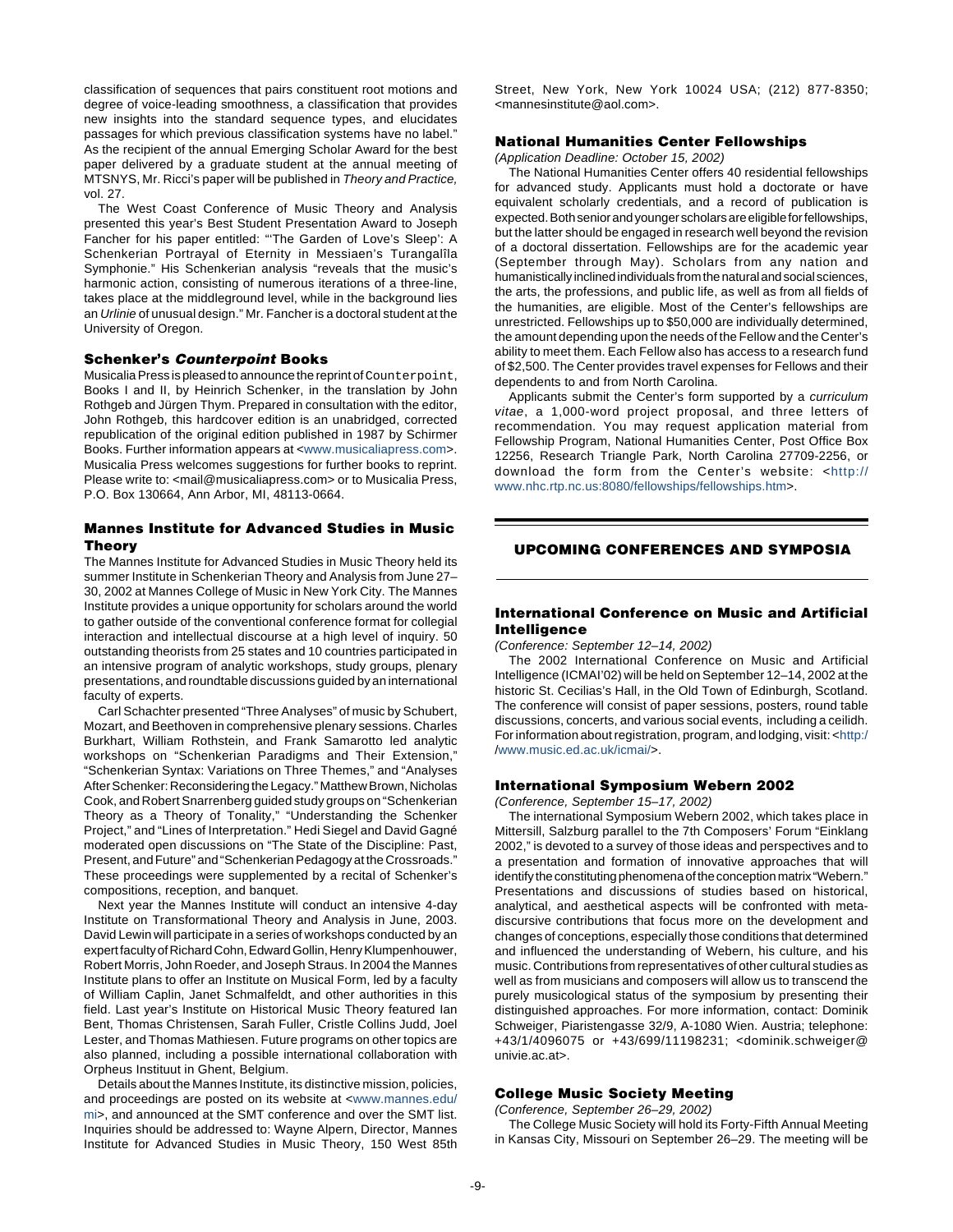classification of sequences that pairs constituent root motions and degree of voice-leading smoothness, a classification that provides new insights into the standard sequence types, and elucidates passages for which previous classification systems have no label." As the recipient of the annual Emerging Scholar Award for the best paper delivered by a graduate student at the annual meeting of MTSNYS, Mr. Ricci's paper will be published in *Theory and Practice,* vol. 27.

The West Coast Conference of Music Theory and Analysis presented this year's Best Student Presentation Award to Joseph Fancher for his paper entitled: "'The Garden of Love's Sleep': A Schenkerian Portrayal of Eternity in Messiaen's Turangalîla Symphonie." His Schenkerian analysis "reveals that the music's harmonic action, consisting of numerous iterations of a three-line, takes place at the middleground level, while in the background lies an *Urlinie* of unusual design." Mr. Fancher is a doctoral student at the University of Oregon.

### Schenker's *Counterpoint* Books

Musicalia Press is pleased to announce the reprint of Counterpoint, Books I and II, by Heinrich Schenker, in the translation by John Rothgeb and Jürgen Thym. Prepared in consultation with the editor, John Rothgeb, this hardcover edition is an unabridged, corrected republication of the original edition published in 1987 by Schirmer Books. Further information appears at <www.musicaliapress.com>. Musicalia Press welcomes suggestions for further books to reprint. Please write to: <mail@musicaliapress.com> or to Musicalia Press, P.O. Box 130664, Ann Arbor, MI, 48113-0664.

### Mannes Institute for Advanced Studies in Music Theory

The Mannes Institute for Advanced Studies in Music Theory held its summer Institute in Schenkerian Theory and Analysis from June 27–30, 2002 at Mannes College of Music in New York City. The Mannes Institute provides a unique opportunity for scholars around the world to gather outside of the conventional conference format for collegial interaction and intellectual discourse at a high level of inquiry. 50 outstanding theorists from 25 states and 10 countries participated in an intensive program of analytic workshops, study groups, plenary presentations, and roundtable discussions guided by an international faculty of experts.

Carl Schachter presented "Three Analyses" of music by Schubert, Mozart, and Beethoven in comprehensive plenary sessions. Charles Burkhart, William Rothstein, and Frank Samarotto led analytic workshops on "Schenkerian Paradigms and Their Extension," "Schenkerian Syntax: Variations on Three Themes," and "Analyses After Schenker: Reconsidering the Legacy." Matthew Brown, Nicholas Cook, and Robert Snarrenberg guided study groups on "Schenkerian Theory as a Theory of Tonality," "Understanding the Schenker Project," and "Lines of Interpretation." Hedi Siegel and David Gagné moderated open discussions on "The State of the Discipline: Past, Present, and Future" and "Schenkerian Pedagogy at the Crossroads." These proceedings were supplemented by a recital of Schenker's compositions, reception, and banquet.

Next year the Mannes Institute will conduct an intensive 4-day Institute on Transformational Theory and Analysis in June, 2003. David Lewin will participate in a series of workshops conducted by an expert faculty of Richard Cohn, Edward Gollin, Henry Klumpenhouwer, Robert Morris, John Roeder, and Joseph Straus. In 2004 the Mannes Institute plans to offer an Institute on Musical Form, led by a faculty of William Caplin, Janet Schmalfeldt, and other authorities in this field. Last year's Institute on Historical Music Theory featured Ian Bent, Thomas Christensen, Sarah Fuller, Cristle Collins Judd, Joel Lester, and Thomas Mathiesen. Future programs on other topics are also planned, including a possible international collaboration with Orpheus Instituut in Ghent, Belgium.

Details about the Mannes Institute, its distinctive mission, policies, and proceedings are posted on its website at <www.mannes.edu/mi>, and announced at the SMT conference and over the SMT list. Inquiries should be addressed to: Wayne Alpern, Director, Mannes Institute for Advanced Studies in Music Theory, 150 West 85th Street, New York, New York 10024 USA; (212) 877-8350; <mannesinstitute@aol.com>.

### National Humanities Center Fellowships

*(Application Deadline: October 15, 2002)*

The National Humanities Center offers 40 residential fellowships for advanced study. Applicants must hold a doctorate or have equivalent scholarly credentials, and a record of publication is expected. Both senior and younger scholars are eligible for fellowships, but the latter should be engaged in research well beyond the revision of a doctoral dissertation. Fellowships are for the academic year (September through May). Scholars from any nation and humanistically inclined individuals from the natural and social sciences, the arts, the professions, and public life, as well as from all fields of the humanities, are eligible. Most of the Center's fellowships are unrestricted. Fellowships up to $50,000 are individually determined, the amount depending upon the needs of the Fellow and the Center's ability to meet them. Each Fellow also has access to a research fund of $2,500. The Center provides travel expenses for Fellows and their dependents to and from North Carolina.

Applicants submit the Center's form supported by a *curriculum vitae*, a 1,000-word project proposal, and three letters of recommendation. You may request application material from Fellowship Program, National Humanities Center, Post Office Box 12256, Research Triangle Park, North Carolina 27709-2256, or download the form from the Center's website: <http://www.nhc.rtp.nc.us:8080/fellowships/fellowships.htm>.

## UPCOMING CONFERENCES AND SYMPOSIA

### International Conference on Music and Artificial Intelligence

*(Conference: September 12–14, 2002)*

The 2002 International Conference on Music and Artificial Intelligence (ICMAI'02) will be held on September 12–14, 2002 at the historic St. Cecilias's Hall, in the Old Town of Edinburgh, Scotland. The conference will consist of paper sessions, posters, round table discussions, concerts, and various social events, including a ceilidh. For information about registration, program, and lodging, visit: <http://www.music.ed.ac.uk/icmai/>.

### International Symposium Webern 2002

*(Conference, September 15–17, 2002)*

The international Symposium Webern 2002, which takes place in Mittersill, Salzburg parallel to the 7th Composers' Forum "Einklang 2002," is devoted to a survey of those ideas and perspectives and to a presentation and formation of innovative approaches that will identify the constituting phenomena of the conception matrix "Webern." Presentations and discussions of studies based on historical, analytical, and aesthetical aspects will be confronted with meta-discursive contributions that focus more on the development and changes of conceptions, especially those conditions that determined and influenced the understanding of Webern, his culture, and his music. Contributions from representatives of other cultural studies as well as from musicians and composers will allow us to transcend the purely musicological status of the symposium by presenting their distinguished approaches. For more information, contact: Dominik Schweiger, Piaristengasse 32/9, A-1080 Wien. Austria; telephone: +43/1/4096075 or +43/699/11198231; <dominik.schweiger@univie.ac.at>.

### College Music Society Meeting

*(Conference, September 26–29, 2002)*

The College Music Society will hold its Forty-Fifth Annual Meeting in Kansas City, Missouri on September 26–29. The meeting will be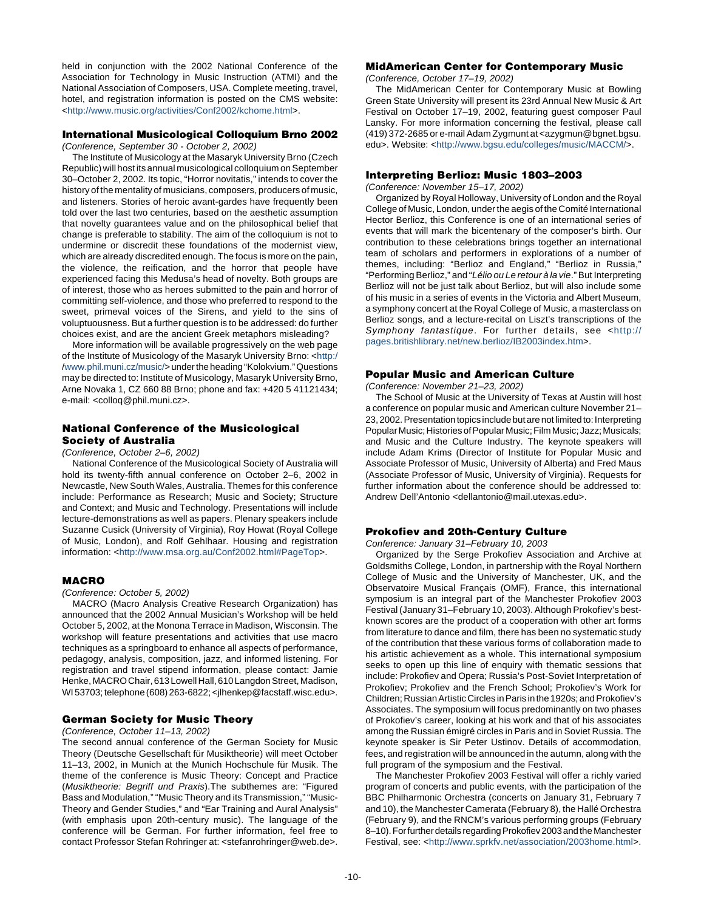held in conjunction with the 2002 National Conference of the Association for Technology in Music Instruction (ATMI) and the National Association of Composers, USA. Complete meeting, travel, hotel, and registration information is posted on the CMS website: <http://www.music.org/activities/Conf2002/kchome.html>.

### International Musicological Colloquium Brno 2002

*(Conference, September 30 - October 2, 2002)*

The Institute of Musicology at the Masaryk University Brno (Czech Republic) will host its annual musicological colloquium on September 30–October 2, 2002. Its topic, "Horror novitatis," intends to cover the history of the mentality of musicians, composers, producers of music, and listeners. Stories of heroic avant-gardes have frequently been told over the last two centuries, based on the aesthetic assumption that novelty guarantees value and on the philosophical belief that change is preferable to stability. The aim of the colloquium is not to undermine or discredit these foundations of the modernist view, which are already discredited enough. The focus is more on the pain, the violence, the reification, and the horror that people have experienced facing this Medusa's head of novelty. Both groups are of interest, those who as heroes submitted to the pain and horror of committing self-violence, and those who preferred to respond to the sweet, primeval voices of the Sirens, and yield to the sins of voluptuousness. But a further question is to be addressed: do further choices exist, and are the ancient Greek metaphors misleading?

More information will be available progressively on the web page of the Institute of Musicology of the Masaryk University Brno: <http://www.phil.muni.cz/music/> under the heading "Kolokvium." Questions may be directed to: Institute of Musicology, Masaryk University Brno, Arne Novaka 1, CZ 660 88 Brno; phone and fax: +420 5 41121434; e-mail: <colloq@phil.muni.cz>.

### National Conference of the Musicological Society of Australia

*(Conference, October 2–6, 2002)*

National Conference of the Musicological Society of Australia will hold its twenty-fifth annual conference on October 2–6, 2002 in Newcastle, New South Wales, Australia. Themes for this conference include: Performance as Research; Music and Society; Structure and Context; and Music and Technology. Presentations will include lecture-demonstrations as well as papers. Plenary speakers include Suzanne Cusick (University of Virginia), Roy Howat (Royal College of Music, London), and Rolf Gehlhaar. Housing and registration information: <http://www.msa.org.au/Conf2002.html#PageTop>.

### MACRO

*(Conference: October 5, 2002)*

MACRO (Macro Analysis Creative Research Organization) has announced that the 2002 Annual Musician's Workshop will be held October 5, 2002, at the Monona Terrace in Madison, Wisconsin. The workshop will feature presentations and activities that use macro techniques as a springboard to enhance all aspects of performance, pedagogy, analysis, composition, jazz, and informed listening. For registration and travel stipend information, please contact: Jamie Henke, MACRO Chair, 613 Lowell Hall, 610 Langdon Street, Madison, WI 53703; telephone (608) 263-6822; <jlhenkep@facstaff.wisc.edu>.

### German Society for Music Theory

*(Conference, October 11–13, 2002)*

The second annual conference of the German Society for Music Theory (Deutsche Gesellschaft für Musiktheorie) will meet October 11–13, 2002, in Munich at the Munich Hochschule für Musik. The theme of the conference is Music Theory: Concept and Practice (*Musiktheorie: Begriff und Praxis*).The subthemes are: "Figured Bass and Modulation," "Music Theory and its Transmission," "Music-Theory and Gender Studies," and "Ear Training and Aural Analysis" (with emphasis upon 20th-century music). The language of the conference will be German. For further information, feel free to contact Professor Stefan Rohringer at: <stefanrohringer@web.de>.

### MidAmerican Center for Contemporary Music

*(Conference, October 17–19, 2002)*

The MidAmerican Center for Contemporary Music at Bowling Green State University will present its 23rd Annual New Music & Art Festival on October 17–19, 2002, featuring guest composer Paul Lansky. For more information concerning the festival, please call (419) 372-2685 or e-mail Adam Zygmunt at <azygmun@bgnet.bgsu.edu>. Website: <http://www.bgsu.edu/colleges/music/MACCM/>.

### Interpreting Berlioz: Music 1803–2003

*(Conference: November 15–17, 2002)*

Organized by Royal Holloway, University of London and the Royal College of Music, London, under the aegis of the Comité International Hector Berlioz, this Conference is one of an international series of events that will mark the bicentenary of the composer's birth. Our contribution to these celebrations brings together an international team of scholars and performers in explorations of a number of themes, including: "Berlioz and England," "Berlioz in Russia," "Performing Berlioz," and "*Lélio ou Le retour à la vie*." But Interpreting Berlioz will not be just talk about Berlioz, but will also include some of his music in a series of events in the Victoria and Albert Museum, a symphony concert at the Royal College of Music, a masterclass on Berlioz songs, and a lecture-recital on Liszt's transcriptions of the *Symphony fantastique*. For further details, see <http://pages.britishlibrary.net/new.berlioz/IB2003index.htm>.

### Popular Music and American Culture

*(Conference: November 21–23, 2002)*

The School of Music at the University of Texas at Austin will host a conference on popular music and American culture November 21–23, 2002. Presentation topics include but are not limited to: Interpreting Popular Music; Histories of Popular Music; Film Music; Jazz; Musicals; and Music and the Culture Industry. The keynote speakers will include Adam Krims (Director of Institute for Popular Music and Associate Professor of Music, University of Alberta) and Fred Maus (Associate Professor of Music, University of Virginia). Requests for further information about the conference should be addressed to: Andrew Dell'Antonio <dellantonio@mail.utexas.edu>.

### Prokofiev and 20th-Century Culture

*Conference: January 31–February 10, 2003*

Organized by the Serge Prokofiev Association and Archive at Goldsmiths College, London, in partnership with the Royal Northern College of Music and the University of Manchester, UK, and the Observatoire Musical Français (OMF), France, this international symposium is an integral part of the Manchester Prokofiev 2003 Festival (January 31–February 10, 2003). Although Prokofiev's best-known scores are the product of a cooperation with other art forms from literature to dance and film, there has been no systematic study of the contribution that these various forms of collaboration made to his artistic achievement as a whole. This international symposium seeks to open up this line of enquiry with thematic sessions that include: Prokofiev and Opera; Russia's Post-Soviet Interpretation of Prokofiev; Prokofiev and the French School; Prokofiev's Work for Children; Russian Artistic Circles in Paris in the 1920s; and Prokofiev's Associates. The symposium will focus predominantly on two phases of Prokofiev's career, looking at his work and that of his associates among the Russian émigré circles in Paris and in Soviet Russia. The keynote speaker is Sir Peter Ustinov. Details of accommodation, fees, and registration will be announced in the autumn, along with the full program of the symposium and the Festival.

The Manchester Prokofiev 2003 Festival will offer a richly varied program of concerts and public events, with the participation of the BBC Philharmonic Orchestra (concerts on January 31, February 7 and 10), the Manchester Camerata (February 8), the Hallé Orchestra (February 9), and the RNCM's various performing groups (February 8–10). For further details regarding Prokofiev 2003 and the Manchester Festival, see: <http://www.sprkfv.net/association/2003home.html>.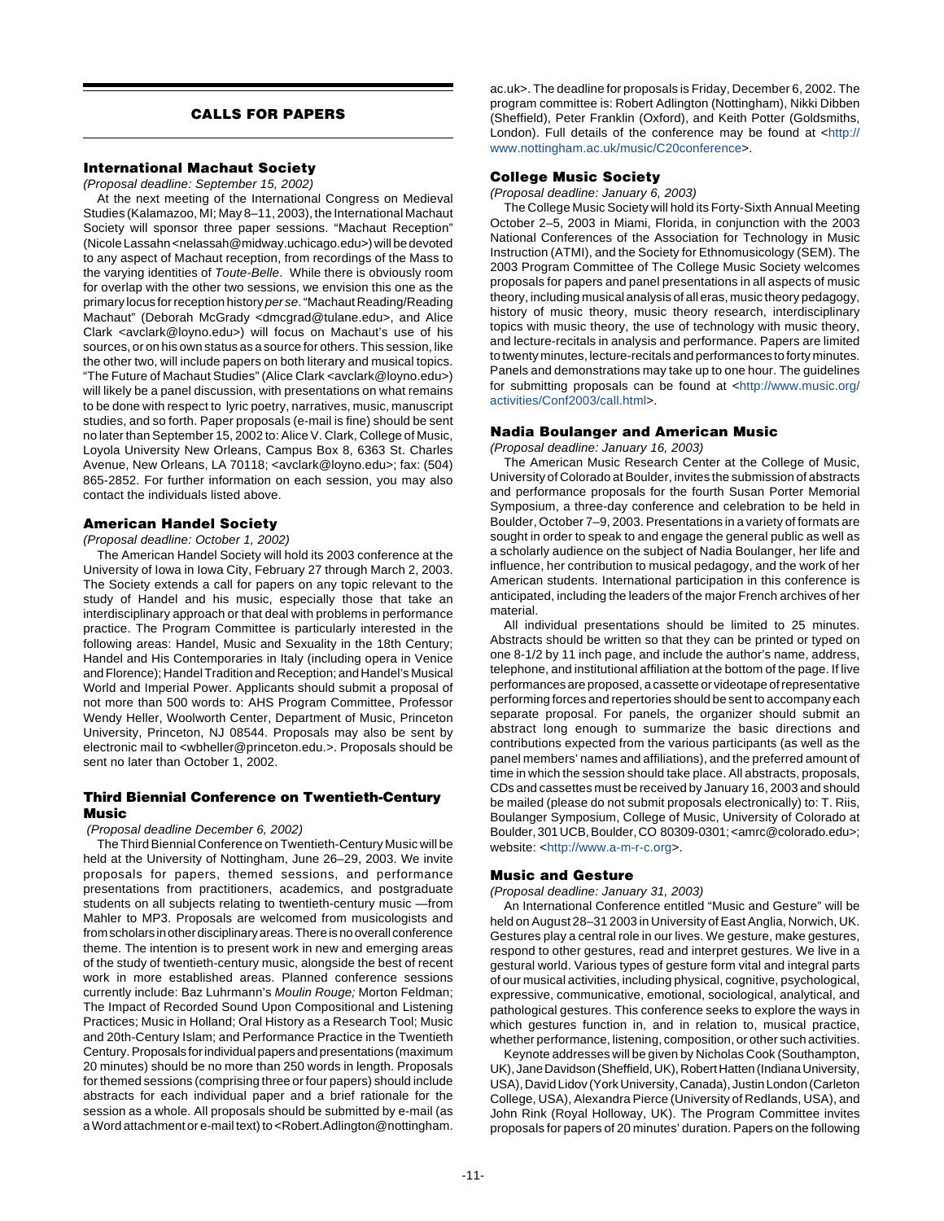## CALLS FOR PAPERS

### International Machaut Society

*(Proposal deadline: September 15, 2002)*

At the next meeting of the International Congress on Medieval Studies (Kalamazoo, MI; May 8–11, 2003), the International Machaut Society will sponsor three paper sessions. "Machaut Reception" (Nicole Lassahn <nelassah@midway.uchicago.edu>) will be devoted to any aspect of Machaut reception, from recordings of the Mass to the varying identities of *Toute-Belle*. While there is obviously room for overlap with the other two sessions, we envision this one as the primary locus for reception history *per se*. "Machaut Reading/Reading Machaut" (Deborah McGrady <dmcgrad@tulane.edu>, and Alice Clark <avclark@loyno.edu>) will focus on Machaut's use of his sources, or on his own status as a source for others. This session, like the other two, will include papers on both literary and musical topics. "The Future of Machaut Studies" (Alice Clark <avclark@loyno.edu>) will likely be a panel discussion, with presentations on what remains to be done with respect to lyric poetry, narratives, music, manuscript studies, and so forth. Paper proposals (e-mail is fine) should be sent no later than September 15, 2002 to: Alice V. Clark, College of Music, Loyola University New Orleans, Campus Box 8, 6363 St. Charles Avenue, New Orleans, LA 70118; <avclark@loyno.edu>; fax: (504) 865-2852. For further information on each session, you may also contact the individuals listed above.

### American Handel Society

*(Proposal deadline: October 1, 2002)*

The American Handel Society will hold its 2003 conference at the University of Iowa in Iowa City, February 27 through March 2, 2003. The Society extends a call for papers on any topic relevant to the study of Handel and his music, especially those that take an interdisciplinary approach or that deal with problems in performance practice. The Program Committee is particularly interested in the following areas: Handel, Music and Sexuality in the 18th Century; Handel and His Contemporaries in Italy (including opera in Venice and Florence); Handel Tradition and Reception; and Handel's Musical World and Imperial Power. Applicants should submit a proposal of not more than 500 words to: AHS Program Committee, Professor Wendy Heller, Woolworth Center, Department of Music, Princeton University, Princeton, NJ 08544. Proposals may also be sent by electronic mail to <wbheller@princeton.edu.>. Proposals should be sent no later than October 1, 2002.

### Third Biennial Conference on Twentieth-Century Music

*(Proposal deadline December 6, 2002)*

The Third Biennial Conference on Twentieth-Century Music will be held at the University of Nottingham, June 26–29, 2003. We invite proposals for papers, themed sessions, and performance presentations from practitioners, academics, and postgraduate students on all subjects relating to twentieth-century music —from Mahler to MP3. Proposals are welcomed from musicologists and from scholars in other disciplinary areas. There is no overall conference theme. The intention is to present work in new and emerging areas of the study of twentieth-century music, alongside the best of recent work in more established areas. Planned conference sessions currently include: Baz Luhrmann's *Moulin Rouge;* Morton Feldman; The Impact of Recorded Sound Upon Compositional and Listening Practices; Music in Holland; Oral History as a Research Tool; Music and 20th-Century Islam; and Performance Practice in the Twentieth Century. Proposals for individual papers and presentations (maximum 20 minutes) should be no more than 250 words in length. Proposals for themed sessions (comprising three or four papers) should include abstracts for each individual paper and a brief rationale for the session as a whole. All proposals should be submitted by e-mail (as a Word attachment or e-mail text) to <Robert.Adlington@nottingham.ac.uk>. The deadline for proposals is Friday, December 6, 2002. The program committee is: Robert Adlington (Nottingham), Nikki Dibben (Sheffield), Peter Franklin (Oxford), and Keith Potter (Goldsmiths, London). Full details of the conference may be found at <http://www.nottingham.ac.uk/music/C20conference>.

### College Music Society

*(Proposal deadline: January 6, 2003)*

The College Music Society will hold its Forty-Sixth Annual Meeting October 2–5, 2003 in Miami, Florida, in conjunction with the 2003 National Conferences of the Association for Technology in Music Instruction (ATMI), and the Society for Ethnomusicology (SEM). The 2003 Program Committee of The College Music Society welcomes proposals for papers and panel presentations in all aspects of music theory, including musical analysis of all eras, music theory pedagogy, history of music theory, music theory research, interdisciplinary topics with music theory, the use of technology with music theory, and lecture-recitals in analysis and performance. Papers are limited to twenty minutes, lecture-recitals and performances to forty minutes. Panels and demonstrations may take up to one hour. The guidelines for submitting proposals can be found at <http://www.music.org/activities/Conf2003/call.html>.

### Nadia Boulanger and American Music

*(Proposal deadline: January 16, 2003)*

The American Music Research Center at the College of Music, University of Colorado at Boulder, invites the submission of abstracts and performance proposals for the fourth Susan Porter Memorial Symposium, a three-day conference and celebration to be held in Boulder, October 7–9, 2003. Presentations in a variety of formats are sought in order to speak to and engage the general public as well as a scholarly audience on the subject of Nadia Boulanger, her life and influence, her contribution to musical pedagogy, and the work of her American students. International participation in this conference is anticipated, including the leaders of the major French archives of her material.

All individual presentations should be limited to 25 minutes. Abstracts should be written so that they can be printed or typed on one 8-1/2 by 11 inch page, and include the author's name, address, telephone, and institutional affiliation at the bottom of the page. If live performances are proposed, a cassette or videotape of representative performing forces and repertories should be sent to accompany each separate proposal. For panels, the organizer should submit an abstract long enough to summarize the basic directions and contributions expected from the various participants (as well as the panel members' names and affiliations), and the preferred amount of time in which the session should take place. All abstracts, proposals, CDs and cassettes must be received by January 16, 2003 and should be mailed (please do not submit proposals electronically) to: T. Riis, Boulanger Symposium, College of Music, University of Colorado at Boulder, 301 UCB, Boulder, CO 80309-0301; <amrc@colorado.edu>; website: <http://www.a-m-r-c.org>.

### Music and Gesture

*(Proposal deadline: January 31, 2003)*

An International Conference entitled "Music and Gesture" will be held on August 28–31 2003 in University of East Anglia, Norwich, UK. Gestures play a central role in our lives. We gesture, make gestures, respond to other gestures, read and interpret gestures. We live in a gestural world. Various types of gesture form vital and integral parts of our musical activities, including physical, cognitive, psychological, expressive, communicative, emotional, sociological, analytical, and pathological gestures. This conference seeks to explore the ways in which gestures function in, and in relation to, musical practice, whether performance, listening, composition, or other such activities.

Keynote addresses will be given by Nicholas Cook (Southampton, UK), Jane Davidson (Sheffield, UK), Robert Hatten (Indiana University, USA), David Lidov (York University, Canada), Justin London (Carleton College, USA), Alexandra Pierce (University of Redlands, USA), and John Rink (Royal Holloway, UK). The Program Committee invites proposals for papers of 20 minutes' duration. Papers on the following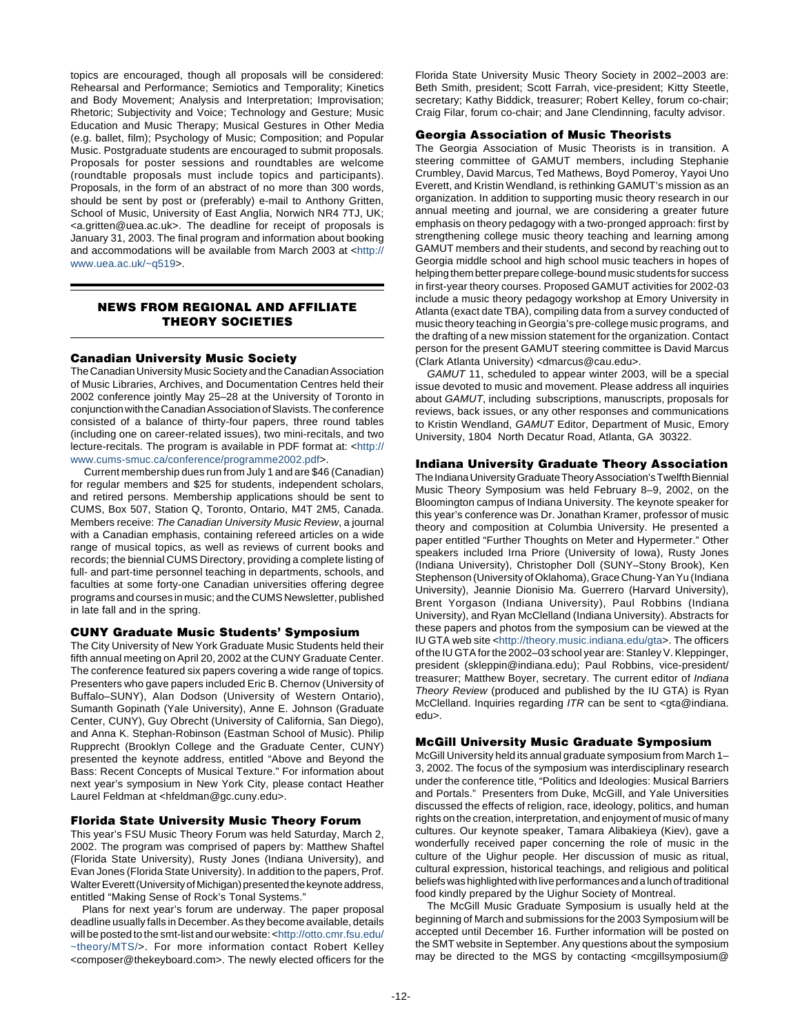topics are encouraged, though all proposals will be considered: Rehearsal and Performance; Semiotics and Temporality; Kinetics and Body Movement; Analysis and Interpretation; Improvisation; Rhetoric; Subjectivity and Voice; Technology and Gesture; Music Education and Music Therapy; Musical Gestures in Other Media (e.g. ballet, film); Psychology of Music; Composition; and Popular Music. Postgraduate students are encouraged to submit proposals. Proposals for poster sessions and roundtables are welcome (roundtable proposals must include topics and participants). Proposals, in the form of an abstract of no more than 300 words, should be sent by post or (preferably) e-mail to Anthony Gritten, School of Music, University of East Anglia, Norwich NR4 7TJ, UK; <a.gritten@uea.ac.uk>. The deadline for receipt of proposals is January 31, 2003. The final program and information about booking and accommodations will be available from March 2003 at <http://www.uea.ac.uk/~q519>.

## NEWS FROM REGIONAL AND AFFILIATE THEORY SOCIETIES

### Canadian University Music Society

The Canadian University Music Society and the Canadian Association of Music Libraries, Archives, and Documentation Centres held their 2002 conference jointly May 25–28 at the University of Toronto in conjunction with the Canadian Association of Slavists. The conference consisted of a balance of thirty-four papers, three round tables (including one on career-related issues), two mini-recitals, and two lecture-recitals. The program is available in PDF format at: <http://www.cums-smuc.ca/conference/programme2002.pdf>.

Current membership dues run from July 1 and are $46 (Canadian) for regular members and $25 for students, independent scholars, and retired persons. Membership applications should be sent to CUMS, Box 507, Station Q, Toronto, Ontario, M4T 2M5, Canada. Members receive: *The Canadian University Music Review*, a journal with a Canadian emphasis, containing refereed articles on a wide range of musical topics, as well as reviews of current books and records; the biennial CUMS Directory, providing a complete listing of full- and part-time personnel teaching in departments, schools, and faculties at some forty-one Canadian universities offering degree programs and courses in music; and the CUMS Newsletter, published in late fall and in the spring.

### CUNY Graduate Music Students' Symposium

The City University of New York Graduate Music Students held their fifth annual meeting on April 20, 2002 at the CUNY Graduate Center. The conference featured six papers covering a wide range of topics. Presenters who gave papers included Eric B. Chernov (University of Buffalo–SUNY), Alan Dodson (University of Western Ontario), Sumanth Gopinath (Yale University), Anne E. Johnson (Graduate Center, CUNY), Guy Obrecht (University of California, San Diego), and Anna K. Stephan-Robinson (Eastman School of Music). Philip Rupprecht (Brooklyn College and the Graduate Center, CUNY) presented the keynote address, entitled "Above and Beyond the Bass: Recent Concepts of Musical Texture." For information about next year's symposium in New York City, please contact Heather Laurel Feldman at <hfeldman@gc.cuny.edu>.

### Florida State University Music Theory Forum

This year's FSU Music Theory Forum was held Saturday, March 2, 2002. The program was comprised of papers by: Matthew Shaftel (Florida State University), Rusty Jones (Indiana University), and Evan Jones (Florida State University). In addition to the papers, Prof. Walter Everett (University of Michigan) presented the keynote address, entitled "Making Sense of Rock's Tonal Systems."

Plans for next year's forum are underway. The paper proposal deadline usually falls in December. As they become available, details will be posted to the smt-list and our website: <http://otto.cmr.fsu.edu/~theory/MTS/>. For more information contact Robert Kelley <composer@thekeyboard.com>. The newly elected officers for the Florida State University Music Theory Society in 2002–2003 are: Beth Smith, president; Scott Farrah, vice-president; Kitty Steelle, secretary; Kathy Biddick, treasurer; Robert Kelley, forum co-chair; Craig Filar, forum co-chair; and Jane Clendinning, faculty advisor.

### Georgia Association of Music Theorists

The Georgia Association of Music Theorists is in transition. A steering committee of GAMUT members, including Stephanie Crumbley, David Marcus, Ted Mathews, Boyd Pomeroy, Yayoi Uno Everett, and Kristin Wendland, is rethinking GAMUT's mission as an organization. In addition to supporting music theory research in our annual meeting and journal, we are considering a greater future emphasis on theory pedagogy with a two-pronged approach: first by strengthening college music theory teaching and learning among GAMUT members and their students, and second by reaching out to Georgia middle school and high school music teachers in hopes of helping them better prepare college-bound music students for success in first-year theory courses. Proposed GAMUT activities for 2002-03 include a music theory pedagogy workshop at Emory University in Atlanta (exact date TBA), compiling data from a survey conducted of music theory teaching in Georgia's pre-college music programs, and the drafting of a new mission statement for the organization. Contact person for the present GAMUT steering committee is David Marcus (Clark Atlanta University) <dmarcus@cau.edu>.

*GAMUT* 11, scheduled to appear winter 2003, will be a special issue devoted to music and movement. Please address all inquiries about *GAMUT*, including subscriptions, manuscripts, proposals for reviews, back issues, or any other responses and communications to Kristin Wendland, *GAMUT* Editor, Department of Music, Emory University, 1804 North Decatur Road, Atlanta, GA 30322.

### Indiana University Graduate Theory Association

The Indiana University Graduate Theory Association's Twelfth Biennial Music Theory Symposium was held February 8–9, 2002, on the Bloomington campus of Indiana University. The keynote speaker for this year's conference was Dr. Jonathan Kramer, professor of music theory and composition at Columbia University. He presented a paper entitled "Further Thoughts on Meter and Hypermeter." Other speakers included Irna Priore (University of Iowa), Rusty Jones (Indiana University), Christopher Doll (SUNY–Stony Brook), Ken Stephenson (University of Oklahoma), Grace Chung-Yan Yu (Indiana University), Jeannie Dionisio Ma. Guerrero (Harvard University), Brent Yorgason (Indiana University), Paul Robbins (Indiana University), and Ryan McClelland (Indiana University). Abstracts for these papers and photos from the symposium can be viewed at the IU GTA web site <http://theory.music.indiana.edu/gta>. The officers of the IU GTA for the 2002–03 school year are: Stanley V. Kleppinger, president (skleppin@indiana.edu); Paul Robbins, vice-president/treasurer; Matthew Boyer, secretary. The current editor of *Indiana Theory Review* (produced and published by the IU GTA) is Ryan McClelland. Inquiries regarding *ITR* can be sent to <gta@indiana.edu>.

### McGill University Music Graduate Symposium

McGill University held its annual graduate symposium from March 1–3, 2002. The focus of the symposium was interdisciplinary research under the conference title, "Politics and Ideologies: Musical Barriers and Portals." Presenters from Duke, McGill, and Yale Universities discussed the effects of religion, race, ideology, politics, and human rights on the creation, interpretation, and enjoyment of music of many cultures. Our keynote speaker, Tamara Alibakieya (Kiev), gave a wonderfully received paper concerning the role of music in the culture of the Uighur people. Her discussion of music as ritual, cultural expression, historical teachings, and religious and political beliefs was highlighted with live performances and a lunch of traditional food kindly prepared by the Uighur Society of Montreal.

The McGill Music Graduate Symposium is usually held at the beginning of March and submissions for the 2003 Symposium will be accepted until December 16. Further information will be posted on the SMT website in September. Any questions about the symposium may be directed to the MGS by contacting <mcgillsymposium@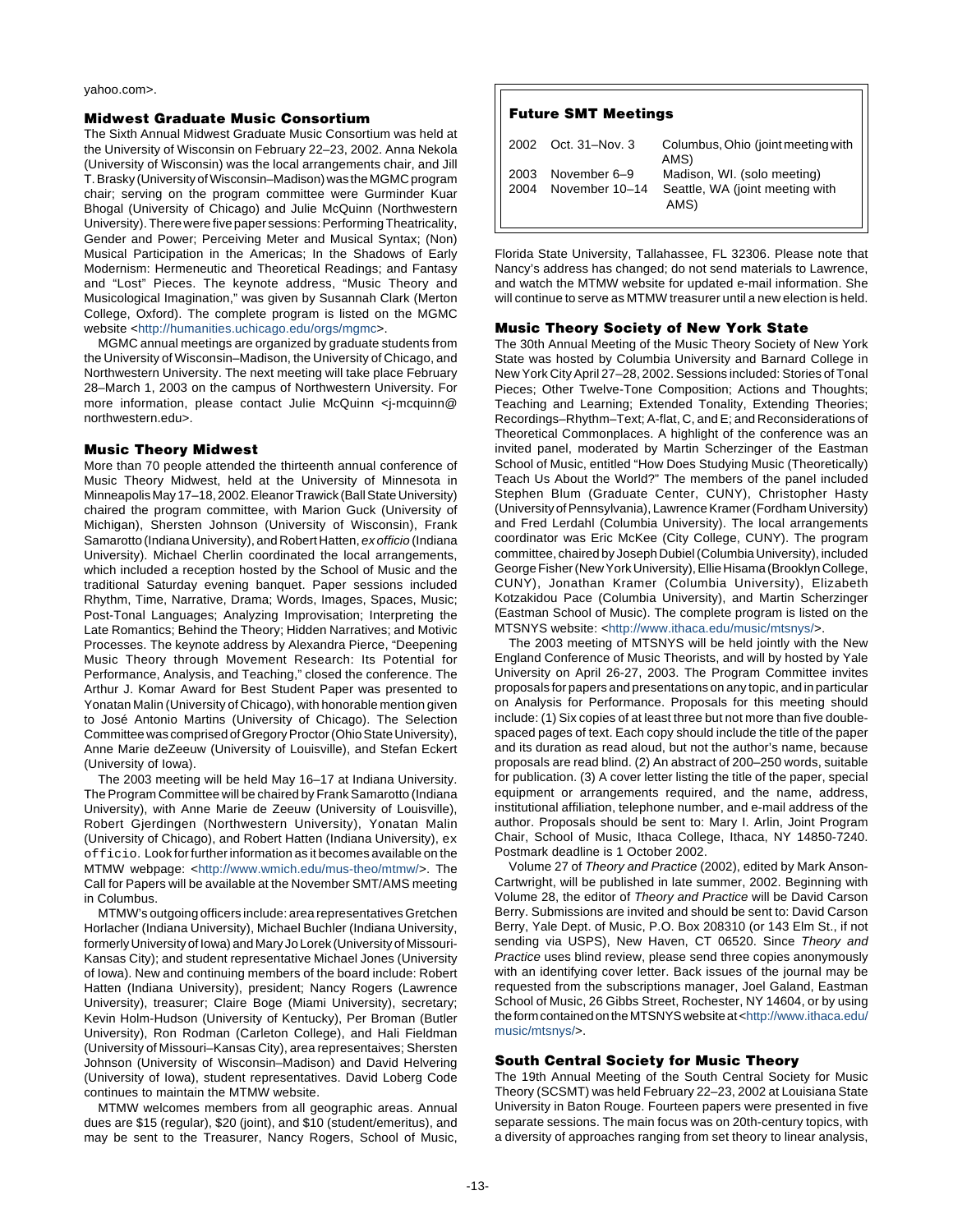yahoo.com>.

## Midwest Graduate Music Consortium

The Sixth Annual Midwest Graduate Music Consortium was held at the University of Wisconsin on February 22–23, 2002. Anna Nekola (University of Wisconsin) was the local arrangements chair, and Jill T. Brasky (University of Wisconsin–Madison) was the MGMC program chair; serving on the program committee were Gurminder Kuar Bhogal (University of Chicago) and Julie McQuinn (Northwestern University). There were five paper sessions: Performing Theatricality, Gender and Power; Perceiving Meter and Musical Syntax; (Non) Musical Participation in the Americas; In the Shadows of Early Modernism: Hermeneutic and Theoretical Readings; and Fantasy and "Lost" Pieces. The keynote address, "Music Theory and Musicological Imagination," was given by Susannah Clark (Merton College, Oxford). The complete program is listed on the MGMC website <http://humanities.uchicago.edu/orgs/mgmc>.

MGMC annual meetings are organized by graduate students from the University of Wisconsin–Madison, the University of Chicago, and Northwestern University. The next meeting will take place February 28–March 1, 2003 on the campus of Northwestern University. For more information, please contact Julie McQuinn <j-mcquinn@northwestern.edu>.

## Music Theory Midwest

More than 70 people attended the thirteenth annual conference of Music Theory Midwest, held at the University of Minnesota in Minneapolis May 17–18, 2002. Eleanor Trawick (Ball State University) chaired the program committee, with Marion Guck (University of Michigan), Shersten Johnson (University of Wisconsin), Frank Samarotto (Indiana University), and Robert Hatten, *ex officio* (Indiana University). Michael Cherlin coordinated the local arrangements, which included a reception hosted by the School of Music and the traditional Saturday evening banquet. Paper sessions included Rhythm, Time, Narrative, Drama; Words, Images, Spaces, Music; Post-Tonal Languages; Analyzing Improvisation; Interpreting the Late Romantics; Behind the Theory; Hidden Narratives; and Motivic Processes. The keynote address by Alexandra Pierce, "Deepening Music Theory through Movement Research: Its Potential for Performance, Analysis, and Teaching," closed the conference. The Arthur J. Komar Award for Best Student Paper was presented to Yonatan Malin (University of Chicago), with honorable mention given to José Antonio Martins (University of Chicago). The Selection Committee was comprised of Gregory Proctor (Ohio State University), Anne Marie deZeeuw (University of Louisville), and Stefan Eckert (University of Iowa).

The 2003 meeting will be held May 16–17 at Indiana University. The Program Committee will be chaired by Frank Samarotto (Indiana University), with Anne Marie de Zeeuw (University of Louisville), Robert Gjerdingen (Northwestern University), Yonatan Malin (University of Chicago), and Robert Hatten (Indiana University), ex officio. Look for further information as it becomes available on the MTMW webpage: <http://www.wmich.edu/mus-theo/mtmw/>. The Call for Papers will be available at the November SMT/AMS meeting in Columbus.

MTMW's outgoing officers include: area representatives Gretchen Horlacher (Indiana University), Michael Buchler (Indiana University, formerly University of Iowa) and Mary Jo Lorek (University of Missouri-Kansas City); and student representative Michael Jones (University of Iowa). New and continuing members of the board include: Robert Hatten (Indiana University), president; Nancy Rogers (Lawrence University), treasurer; Claire Boge (Miami University), secretary; Kevin Holm-Hudson (University of Kentucky), Per Broman (Butler University), Ron Rodman (Carleton College), and Hali Fieldman (University of Missouri–Kansas City), area representaives; Shersten Johnson (University of Wisconsin–Madison) and David Helvering (University of Iowa), student representatives. David Loberg Code continues to maintain the MTMW website.

MTMW welcomes members from all geographic areas. Annual dues are $15 (regular), $20 (joint), and $10 (student/emeritus), and may be sent to the Treasurer, Nancy Rogers, School of Music, Florida State University, Tallahassee, FL 32306. Please note that Nancy's address has changed; do not send materials to Lawrence, and watch the MTMW website for updated e-mail information. She will continue to serve as MTMW treasurer until a new election is held.

## Future SMT Meetings

| | | |
|---|---|---|
| 2002 | Oct. 31–Nov. 3 | Columbus, Ohio (joint meeting with AMS) |
| 2003 | November 6–9 | Madison, WI. (solo meeting) |
| 2004 | November 10–14 | Seattle, WA (joint meeting with AMS) |

## Music Theory Society of New York State

The 30th Annual Meeting of the Music Theory Society of New York State was hosted by Columbia University and Barnard College in New York City April 27–28, 2002. Sessions included: Stories of Tonal Pieces; Other Twelve-Tone Composition; Actions and Thoughts; Teaching and Learning; Extended Tonality, Extending Theories; Recordings–Rhythm–Text; A-flat, C, and E; and Reconsiderations of Theoretical Commonplaces. A highlight of the conference was an invited panel, moderated by Martin Scherzinger of the Eastman School of Music, entitled "How Does Studying Music (Theoretically) Teach Us About the World?" The members of the panel included Stephen Blum (Graduate Center, CUNY), Christopher Hasty (University of Pennsylvania), Lawrence Kramer (Fordham University) and Fred Lerdahl (Columbia University). The local arrangements coordinator was Eric McKee (City College, CUNY). The program committee, chaired by Joseph Dubiel (Columbia University), included George Fisher (New York University), Ellie Hisama (Brooklyn College, CUNY), Jonathan Kramer (Columbia University), Elizabeth Kotzakidou Pace (Columbia University), and Martin Scherzinger (Eastman School of Music). The complete program is listed on the MTSNYS website: <http://www.ithaca.edu/music/mtsnys/>.

The 2003 meeting of MTSNYS will be held jointly with the New England Conference of Music Theorists, and will by hosted by Yale University on April 26-27, 2003. The Program Committee invites proposals for papers and presentations on any topic, and in particular on Analysis for Performance. Proposals for this meeting should include: (1) Six copies of at least three but not more than five double-spaced pages of text. Each copy should include the title of the paper and its duration as read aloud, but not the author's name, because proposals are read blind. (2) An abstract of 200–250 words, suitable for publication. (3) A cover letter listing the title of the paper, special equipment or arrangements required, and the name, address, institutional affiliation, telephone number, and e-mail address of the author. Proposals should be sent to: Mary I. Arlin, Joint Program Chair, School of Music, Ithaca College, Ithaca, NY 14850-7240. Postmark deadline is 1 October 2002.

Volume 27 of *Theory and Practice* (2002), edited by Mark Anson-Cartwright, will be published in late summer, 2002. Beginning with Volume 28, the editor of *Theory and Practice* will be David Carson Berry. Submissions are invited and should be sent to: David Carson Berry, Yale Dept. of Music, P.O. Box 208310 (or 143 Elm St., if not sending via USPS), New Haven, CT 06520. Since *Theory and Practice* uses blind review, please send three copies anonymously with an identifying cover letter. Back issues of the journal may be requested from the subscriptions manager, Joel Galand, Eastman School of Music, 26 Gibbs Street, Rochester, NY 14604, or by using the form contained on the MTSNYS website at <http://www.ithaca.edu/music/mtsnys/>.

## South Central Society for Music Theory

The 19th Annual Meeting of the South Central Society for Music Theory (SCSMT) was held February 22–23, 2002 at Louisiana State University in Baton Rouge. Fourteen papers were presented in five separate sessions. The main focus was on 20th-century topics, with a diversity of approaches ranging from set theory to linear analysis,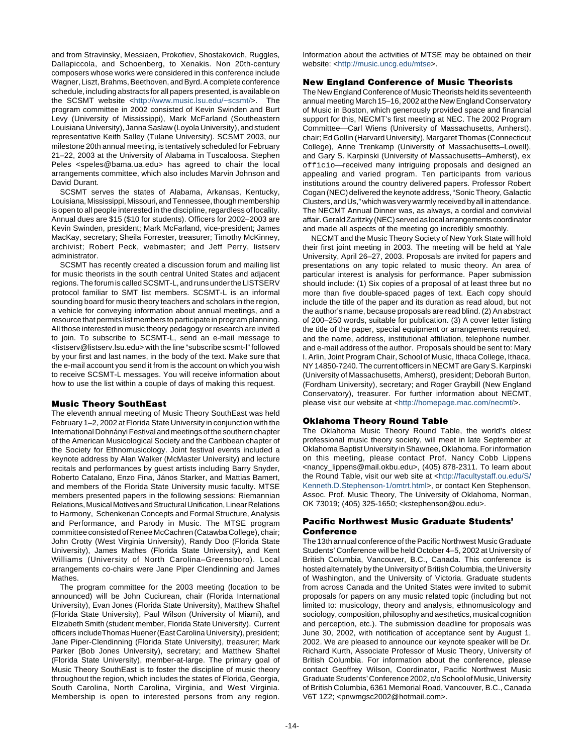and from Stravinsky, Messiaen, Prokofiev, Shostakovich, Ruggles, Dallapiccola, and Schoenberg, to Xenakis. Non 20th-century composers whose works were considered in this conference include Wagner, Liszt, Brahms, Beethoven, and Byrd. A complete conference schedule, including abstracts for all papers presented, is available on the SCSMT website <http://www.music.lsu.edu/~scsmt/>. The program committee in 2002 consisted of Kevin Swinden and Burt Levy (University of Mississippi), Mark McFarland (Southeastern Louisiana University), Janna Saslaw (Loyola University), and student representative Keith Salley (Tulane University). SCSMT 2003, our milestone 20th annual meeting, is tentatively scheduled for February 21–22, 2003 at the University of Alabama in Tuscaloosa. Stephen Peles <speles@bama.ua.edu> has agreed to chair the local arrangements committee, which also includes Marvin Johnson and David Durant.

SCSMT serves the states of Alabama, Arkansas, Kentucky, Louisiana, Mississippi, Missouri, and Tennessee, though membership is open to all people interested in the discipline, regardless of locality. Annual dues are $15 ($10 for students). Officers for 2002–2003 are Kevin Swinden, president; Mark McFarland, vice-president; James MacKay, secretary; Sheila Forrester, treasurer; Timothy McKinney, archivist; Robert Peck, webmaster; and Jeff Perry, listserv administrator.

SCSMT has recently created a discussion forum and mailing list for music theorists in the south central United States and adjacent regions. The forum is called SCSMT-L, and runs under the LISTSERV protocol familiar to SMT list members. SCSMT-L is an informal sounding board for music theory teachers and scholars in the region, a vehicle for conveying information about annual meetings, and a resource that permits list members to participate in program planning. All those interested in music theory pedagogy or research are invited to join. To subscribe to SCSMT-L, send an e-mail message to <listserv@listserv.lsu.edu> with the line "subscribe scsmt-l" followed by your first and last names, in the body of the text. Make sure that the e-mail account you send it from is the account on which you wish to receive SCSMT-L messages. You will receive information about how to use the list within a couple of days of making this request.

## Music Theory SouthEast

The eleventh annual meeting of Music Theory SouthEast was held February 1–2, 2002 at Florida State University in conjunction with the International Dohnányi Festival and meetings of the southern chapter of the American Musicological Society and the Caribbean chapter of the Society for Ethnomusicology. Joint festival events included a keynote address by Alan Walker (McMaster University) and lecture recitals and performances by guest artists including Barry Snyder, Roberto Catalano, Enzo Fina, János Starker, and Mattias Bamert, and members of the Florida State University music faculty. MTSE members presented papers in the following sessions: Riemannian Relations, Musical Motives and Structural Unification, Linear Relations to Harmony, Schenkerian Concepts and Formal Structure, Analysis and Performance, and Parody in Music. The MTSE program committee consisted of Renee McCachren (Catawba College), chair; John Crotty (West Virginia University), Randy Doo (Florida State University), James Mathes (Florida State University), and Kent Williams (University of North Carolina–Greensboro). Local arrangements co-chairs were Jane Piper Clendinning and James Mathes.

The program committee for the 2003 meeting (location to be announced) will be John Cuciurean, chair (Florida International University), Evan Jones (Florida State University), Matthew Shaftel (Florida State University), Paul Wilson (University of Miami), and Elizabeth Smith (student member, Florida State University). Current officers include Thomas Huener (East Carolina University), president; Jane Piper-Clendinning (Florida State University), treasurer; Mark Parker (Bob Jones University), secretary; and Matthew Shaftel (Florida State University), member-at-large. The primary goal of Music Theory SouthEast is to foster the discipline of music theory throughout the region, which includes the states of Florida, Georgia, South Carolina, North Carolina, Virginia, and West Virginia. Membership is open to interested persons from any region. Information about the activities of MTSE may be obtained on their website: <http://music.uncg.edu/mtse>.

## New England Conference of Music Theorists

The New England Conference of Music Theorists held its seventeenth annual meeting March 15–16, 2002 at the New England Conservatory of Music in Boston, which generously provided space and financial support for this, NECMT's first meeting at NEC. The 2002 Program Committee—Carl Wiens (University of Massachusetts, Amherst), chair; Ed Gollin (Harvard University), Margaret Thomas (Connecticut College), Anne Trenkamp (University of Massachusetts–Lowell), and Gary S. Karpinski (University of Massachusetts–Amherst), *ex officio*—received many intriguing proposals and designed an appealing and varied program. Ten participants from various institutions around the country delivered papers. Professor Robert Cogan (NEC) delivered the keynote address, "Sonic Theory, Galactic Clusters, and Us," which was very warmly received by all in attendance. The NECMT Annual Dinner was, as always, a cordial and convivial affair. Gerald Zaritzky (NEC) served as local arrangements coordinator and made all aspects of the meeting go incredibly smoothly.

NECMT and the Music Theory Society of New York State will hold their first joint meeting in 2003. The meeting will be held at Yale University, April 26–27, 2003. Proposals are invited for papers and presentations on any topic related to music theory. An area of particular interest is analysis for performance. Paper submission should include: (1) Six copies of a proposal of at least three but no more than five double-spaced pages of text. Each copy should include the title of the paper and its duration as read aloud, but not the author's name, because proposals are read blind. (2) An abstract of 200–250 words, suitable for publication. (3) A cover letter listing the title of the paper, special equipment or arrangements required, and the name, address, institutional affiliation, telephone number, and e-mail address of the author. Proposals should be sent to: Mary I. Arlin, Joint Program Chair, School of Music, Ithaca College, Ithaca, NY 14850-7240. The current officers in NECMT are Gary S. Karpinski (University of Massachusetts, Amherst), president; Deborah Burton, (Fordham University), secretary; and Roger Graybill (New England Conservatory), treasurer. For further information about NECMT, please visit our website at <http://homepage.mac.com/necmt/>.

## Oklahoma Theory Round Table

The Oklahoma Music Theory Round Table, the world's oldest professional music theory society, will meet in late September at Oklahoma Baptist University in Shawnee, Oklahoma. For information on this meeting, please contact Prof. Nancy Cobb Lippens <nancy_lippens@mail.okbu.edu>, (405) 878-2311. To learn about the Round Table, visit our web site at <http://facultystaff.ou.edu/S/Kenneth.D.Stephenson-1/omtrt.html>, or contact Ken Stephenson, Assoc. Prof. Music Theory, The University of Oklahoma, Norman, OK 73019; (405) 325-1650; <kstephenson@ou.edu>.

## Pacific Northwest Music Graduate Students' Conference

The 13th annual conference of the Pacific Northwest Music Graduate Students' Conference will be held October 4–5, 2002 at University of British Columbia, Vancouver, B.C., Canada. This conference is hosted alternately by the University of British Columbia, the University of Washington, and the University of Victoria. Graduate students from across Canada and the United States were invited to submit proposals for papers on any music related topic (including but not limited to: musicology, theory and analysis, ethnomusicology and sociology, composition, philosophy and aesthetics, musical cognition and perception, etc.). The submission deadline for proposals was June 30, 2002, with notification of acceptance sent by August 1, 2002. We are pleased to announce our keynote speaker will be Dr. Richard Kurth, Associate Professor of Music Theory, University of British Columbia. For information about the conference, please contact Geoffrey Wilson, Coordinator, Pacific Northwest Music Graduate Students' Conference 2002, c/o School of Music, University of British Columbia, 6361 Memorial Road, Vancouver, B.C., Canada V6T 1Z2; <pnwmgsc2002@hotmail.com>.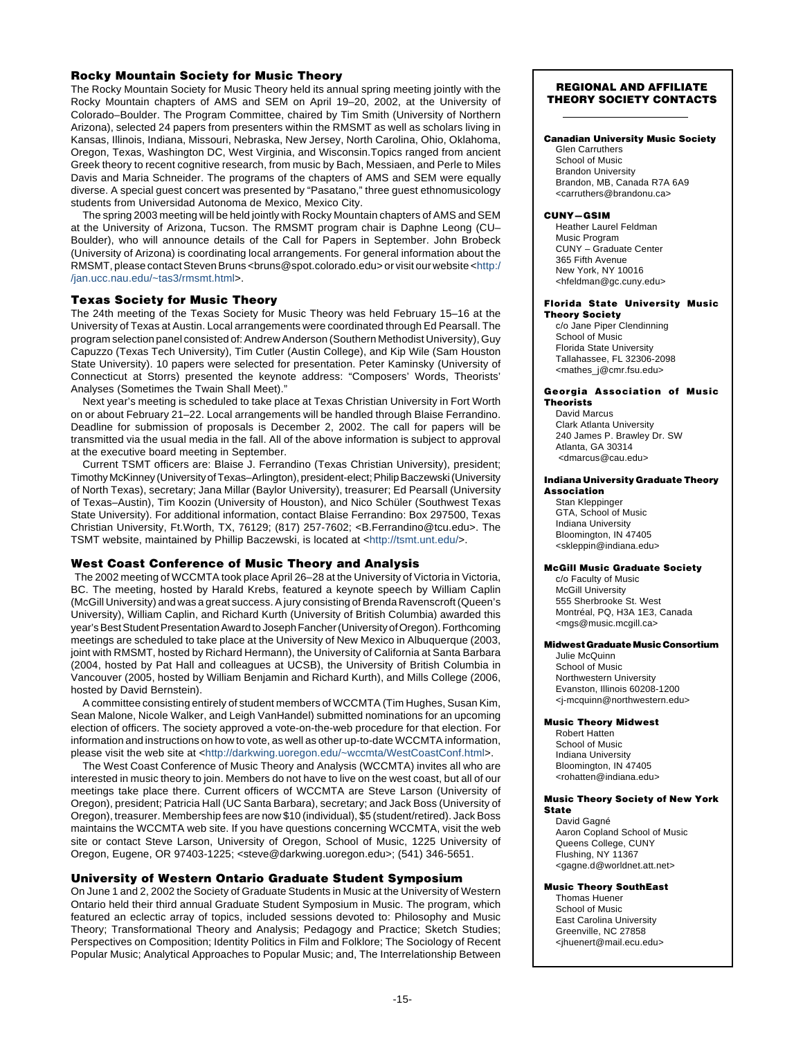### Rocky Mountain Society for Music Theory

The Rocky Mountain Society for Music Theory held its annual spring meeting jointly with the Rocky Mountain chapters of AMS and SEM on April 19–20, 2002, at the University of Colorado–Boulder. The Program Committee, chaired by Tim Smith (University of Northern Arizona), selected 24 papers from presenters within the RMSMT as well as scholars living in Kansas, Illinois, Indiana, Missouri, Nebraska, New Jersey, North Carolina, Ohio, Oklahoma, Oregon, Texas, Washington DC, West Virginia, and Wisconsin.Topics ranged from ancient Greek theory to recent cognitive research, from music by Bach, Messiaen, and Perle to Miles Davis and Maria Schneider. The programs of the chapters of AMS and SEM were equally diverse. A special guest concert was presented by "Pasatano," three guest ethnomusicology students from Universidad Autonoma de Mexico, Mexico City.

The spring 2003 meeting will be held jointly with Rocky Mountain chapters of AMS and SEM at the University of Arizona, Tucson. The RMSMT program chair is Daphne Leong (CU–Boulder), who will announce details of the Call for Papers in September. John Brobeck (University of Arizona) is coordinating local arrangements. For general information about the RMSMT, please contact Steven Bruns <bruns@spot.colorado.edu> or visit our website <http://jan.ucc.nau.edu/~tas3/rmsmt.html>.

### Texas Society for Music Theory

The 24th meeting of the Texas Society for Music Theory was held February 15–16 at the University of Texas at Austin. Local arrangements were coordinated through Ed Pearsall. The program selection panel consisted of: Andrew Anderson (Southern Methodist University), Guy Capuzzo (Texas Tech University), Tim Cutler (Austin College), and Kip Wile (Sam Houston State University). 10 papers were selected for presentation. Peter Kaminsky (University of Connecticut at Storrs) presented the keynote address: "Composers' Words, Theorists' Analyses (Sometimes the Twain Shall Meet)."

Next year's meeting is scheduled to take place at Texas Christian University in Fort Worth on or about February 21–22. Local arrangements will be handled through Blaise Ferrandino. Deadline for submission of proposals is December 2, 2002. The call for papers will be transmitted via the usual media in the fall. All of the above information is subject to approval at the executive board meeting in September.

Current TSMT officers are: Blaise J. Ferrandino (Texas Christian University), president; Timothy McKinney (University of Texas–Arlington), president-elect; Philip Baczewski (University of North Texas), secretary; Jana Millar (Baylor University), treasurer; Ed Pearsall (University of Texas–Austin), Tim Koozin (University of Houston), and Nico Schüler (Southwest Texas State University). For additional information, contact Blaise Ferrandino: Box 297500, Texas Christian University, Ft.Worth, TX, 76129; (817) 257-7602; <B.Ferrandino@tcu.edu>. The TSMT website, maintained by Phillip Baczewski, is located at <http://tsmt.unt.edu/>.

### West Coast Conference of Music Theory and Analysis

The 2002 meeting of WCCMTA took place April 26–28 at the University of Victoria in Victoria, BC. The meeting, hosted by Harald Krebs, featured a keynote speech by William Caplin (McGill University) and was a great success. A jury consisting of Brenda Ravenscroft (Queen's University), William Caplin, and Richard Kurth (University of British Columbia) awarded this year's Best Student Presentation Award to Joseph Fancher (University of Oregon). Forthcoming meetings are scheduled to take place at the University of New Mexico in Albuquerque (2003, joint with RMSMT, hosted by Richard Hermann), the University of California at Santa Barbara (2004, hosted by Pat Hall and colleagues at UCSB), the University of British Columbia in Vancouver (2005, hosted by William Benjamin and Richard Kurth), and Mills College (2006, hosted by David Bernstein).

A committee consisting entirely of student members of WCCMTA (Tim Hughes, Susan Kim, Sean Malone, Nicole Walker, and Leigh VanHandel) submitted nominations for an upcoming election of officers. The society approved a vote-on-the-web procedure for that election. For information and instructions on how to vote, as well as other up-to-date WCCMTA information, please visit the web site at <http://darkwing.uoregon.edu/~wccmta/WestCoastConf.html>.

The West Coast Conference of Music Theory and Analysis (WCCMTA) invites all who are interested in music theory to join. Members do not have to live on the west coast, but all of our meetings take place there. Current officers of WCCMTA are Steve Larson (University of Oregon), president; Patricia Hall (UC Santa Barbara), secretary; and Jack Boss (University of Oregon), treasurer. Membership fees are now $10 (individual), $5 (student/retired). Jack Boss maintains the WCCMTA web site. If you have questions concerning WCCMTA, visit the web site or contact Steve Larson, University of Oregon, School of Music, 1225 University of Oregon, Eugene, OR 97403-1225; <steve@darkwing.uoregon.edu>; (541) 346-5651.

### University of Western Ontario Graduate Student Symposium

On June 1 and 2, 2002 the Society of Graduate Students in Music at the University of Western Ontario held their third annual Graduate Student Symposium in Music. The program, which featured an eclectic array of topics, included sessions devoted to: Philosophy and Music Theory; Transformational Theory and Analysis; Pedagogy and Practice; Sketch Studies; Perspectives on Composition; Identity Politics in Film and Folklore; The Sociology of Recent Popular Music; Analytical Approaches to Popular Music; and, The Interrelationship Between

---

## REGIONAL AND AFFILIATE THEORY SOCIETY CONTACTS

**Canadian University Music Society**
Glen Carruthers
School of Music
Brandon University
Brandon, MB, Canada R7A 6A9
<carruthers@brandonu.ca>

**CUNY—GSIM**
Heather Laurel Feldman
Music Program
CUNY – Graduate Center
365 Fifth Avenue
New York, NY 10016
<hfeldman@gc.cuny.edu>

**Florida State University Music Theory Society**
c/o Jane Piper Clendinning
School of Music
Florida State University
Tallahassee, FL 32306-2098
<mathes_j@cmr.fsu.edu>

**Georgia Association of Music Theorists**
David Marcus
Clark Atlanta University
240 James P. Brawley Dr. SW
Atlanta, GA 30314
<dmarcus@cau.edu>

**Indiana University Graduate Theory Association**
Stan Kleppinger
GTA, School of Music
Indiana University
Bloomington, IN 47405
<skleppin@indiana.edu>

**McGill Music Graduate Society**
c/o Faculty of Music
McGill University
555 Sherbrooke St. West
Montréal, PQ, H3A 1E3, Canada
<mgs@music.mcgill.ca>

**Midwest Graduate Music Consortium**
Julie McQuinn
School of Music
Northwestern University
Evanston, Illinois 60208-1200
<j-mcquinn@northwestern.edu>

**Music Theory Midwest**
Robert Hatten
School of Music
Indiana University
Bloomington, IN 47405
<rohatten@indiana.edu>

**Music Theory Society of New York State**
David Gagné
Aaron Copland School of Music
Queens College, CUNY
Flushing, NY 11367
<gagne.d@worldnet.att.net>

**Music Theory SouthEast**
Thomas Huener
School of Music
East Carolina University
Greenville, NC 27858
<jhuenert@mail.ecu.edu>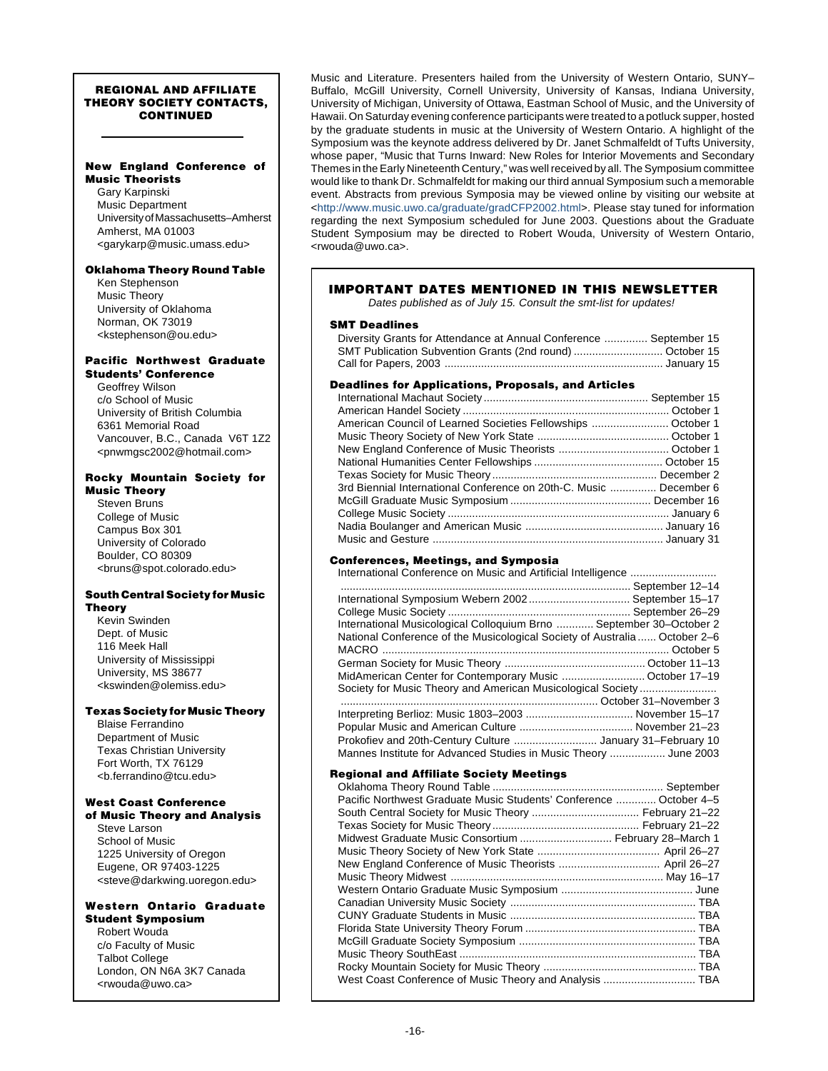## REGIONAL AND AFFILIATE THEORY SOCIETY CONTACTS, CONTINUED

**New England Conference of Music Theorists**
Gary Karpinski
Music Department
University of Massachusetts–Amherst
Amherst, MA 01003
<garykarp@music.umass.edu>

**Oklahoma Theory Round Table**
Ken Stephenson
Music Theory
University of Oklahoma
Norman, OK 73019
<kstephenson@ou.edu>

**Pacific Northwest Graduate Students' Conference**
Geoffrey Wilson
c/o School of Music
University of British Columbia
6361 Memorial Road
Vancouver, B.C., Canada V6T 1Z2
<pnwmgsc2002@hotmail.com>

**Rocky Mountain Society for Music Theory**
Steven Bruns
College of Music
Campus Box 301
University of Colorado
Boulder, CO 80309
<bruns@spot.colorado.edu>

**South Central Society for Music Theory**
Kevin Swinden
Dept. of Music
116 Meek Hall
University of Mississippi
University, MS 38677
<kswinden@olemiss.edu>

**Texas Society for Music Theory**
Blaise Ferrandino
Department of Music
Texas Christian University
Fort Worth, TX 76129
<b.ferrandino@tcu.edu>

**West Coast Conference of Music Theory and Analysis**
Steve Larson
School of Music
1225 University of Oregon
Eugene, OR 97403-1225
<steve@darkwing.uoregon.edu>

**Western Ontario Graduate Student Symposium**
Robert Wouda
c/o Faculty of Music
Talbot College
London, ON N6A 3K7 Canada
<rwouda@uwo.ca>

Music and Literature. Presenters hailed from the University of Western Ontario, SUNY–Buffalo, McGill University, Cornell University, University of Kansas, Indiana University, University of Michigan, University of Ottawa, Eastman School of Music, and the University of Hawaii. On Saturday evening conference participants were treated to a potluck supper, hosted by the graduate students in music at the University of Western Ontario. A highlight of the Symposium was the keynote address delivered by Dr. Janet Schmalfeldt of Tufts University, whose paper, "Music that Turns Inward: New Roles for Interior Movements and Secondary Themes in the Early Nineteenth Century," was well received by all. The Symposium committee would like to thank Dr. Schmalfeldt for making our third annual Symposium such a memorable event. Abstracts from previous Symposia may be viewed online by visiting our website at <http://www.music.uwo.ca/graduate/gradCFP2002.html>. Please stay tuned for information regarding the next Symposium scheduled for June 2003. Questions about the Graduate Student Symposium may be directed to Robert Wouda, University of Western Ontario, <rwouda@uwo.ca>.

## IMPORTANT DATES MENTIONED IN THIS NEWSLETTER

*Dates published as of July 15. Consult the smt-list for updates!*

### SMT Deadlines

Diversity Grants for Attendance at Annual Conference .............. September 15
SMT Publication Subvention Grants (2nd round) ............................. October 15
Call for Papers, 2003 ........................................................................ January 15

### Deadlines for Applications, Proposals, and Articles

International Machaut Society ...................................................... September 15
American Handel Society ................................................................... October 1
American Council of Learned Societies Fellowships .......................... October 1
Music Theory Society of New York State ........................................... October 1
New England Conference of Music Theorists .................................... October 1
National Humanities Center Fellowships ........................................... October 15
Texas Society for Music Theory ...................................................... December 2
3rd Biennial International Conference on 20th-C. Music ............... December 6
McGill Graduate Music Symposium .............................................. December 16
College Music Society ......................................................................... January 6
Nadia Boulanger and American Music ............................................. January 16
Music and Gesture ............................................................................ January 31

### Conferences, Meetings, and Symposia

International Conference on Music and Artificial Intelligence ................................................................................................ September 12–14
International Symposium Webern 2002 ................................. September 15–17
College Music Society ............................................................ September 26–29
International Musicological Colloquium Brno ............ September 30–October 2
National Conference of the Musicological Society of Australia ...... October 2–6
MACRO .............................................................................................. October 5
German Society for Music Theory .............................................. October 11–13
MidAmerican Center for Contemporary Music ........................... October 17–19
Society for Music Theory and American Musicological Society ......................... .................................................................................... October 31–November 3
Interpreting Berlioz: Music 1803–2003 ................................... November 15–17
Popular Music and American Culture ..................................... November 21–23
Prokofiev and 20th-Century Culture ........................... January 31–February 10
Mannes Institute for Advanced Studies in Music Theory .................. June 2003

### Regional and Affiliate Society Meetings

Oklahoma Theory Round Table ........................................................ September
Pacific Northwest Graduate Music Students' Conference ............. October 4–5
South Central Society for Music Theory ................................... February 21–22
Texas Society for Music Theory ................................................ February 21–22
Midwest Graduate Music Consortium .............................. February 28–March 1
Music Theory Society of New York State ........................................ April 26–27
New England Conference of Music Theorists ................................. April 26–27
Music Theory Midwest ..................................................................... May 16–17
Western Ontario Graduate Music Symposium ........................................... June
Canadian University Music Society ............................................................. TBA
CUNY Graduate Students in Music ............................................................. TBA
Florida State University Theory Forum ........................................................ TBA
McGill Graduate Society Symposium .......................................................... TBA
Music Theory SouthEast .............................................................................. TBA
Rocky Mountain Society for Music Theory .................................................. TBA
West Coast Conference of Music Theory and Analysis .............................. TBA